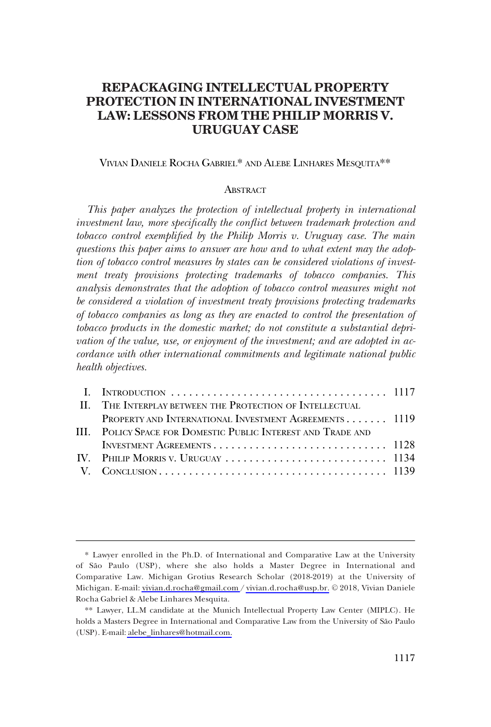# REPACKAGING INTELLECTUAL PROPERTY PROTECTION IN INTERNATIONAL INVESTMENT LAW: LESSONS FROM THE PHILIP MORRIS V. URUGUAY CASE

VIVIAN DANIELE ROCHA GABRIEL* AND ALEBE LINHARES MESQUITA**

## ABSTRACT

*This paper analyzes the protection of intellectual property in international investment law, more specifically the conflict between trademark protection and tobacco control exemplified by the Philip Morris v. Uruguay case. The main questions this paper aims to answer are how and to what extent may the adoption of tobacco control measures by states can be considered violations of investment treaty provisions protecting trademarks of tobacco companies. This analysis demonstrates that the adoption of tobacco control measures might not be considered a violation of investment treaty provisions protecting trademarks of tobacco companies as long as they are enacted to control the presentation of tobacco products in the domestic market; do not constitute a substantial deprivation of the value, use, or enjoyment of the investment; and are adopted in accordance with other international commitments and legitimate national public health objectives.*

| | | |
|---|---|---|
| I. | INTRODUCTION | 1117 |
| II. | THE INTERPLAY BETWEEN THE PROTECTION OF INTELLECTUAL PROPERTY AND INTERNATIONAL INVESTMENT AGREEMENTS | 1119 |
| III. | POLICY SPACE FOR DOMESTIC PUBLIC INTEREST AND TRADE AND INVESTMENT AGREEMENTS | 1128 |
| IV. | PHILIP MORRIS V. URUGUAY | 1134 |
| V. | CONCLUSION | 1139 |

---

\* Lawyer enrolled in the Ph.D. of International and Comparative Law at the University of São Paulo (USP), where she also holds a Master Degree in International and Comparative Law. Michigan Grotius Research Scholar (2018-2019) at the University of Michigan. E-mail: vivian.d.rocha@gmail.com / vivian.d.rocha@usp.br. © 2018, Vivian Daniele Rocha Gabriel & Alebe Linhares Mesquita.

\*\* Lawyer, LL.M candidate at the Munich Intellectual Property Law Center (MIPLC). He holds a Masters Degree in International and Comparative Law from the University of São Paulo (USP). E-mail: alebe_linhares@hotmail.com.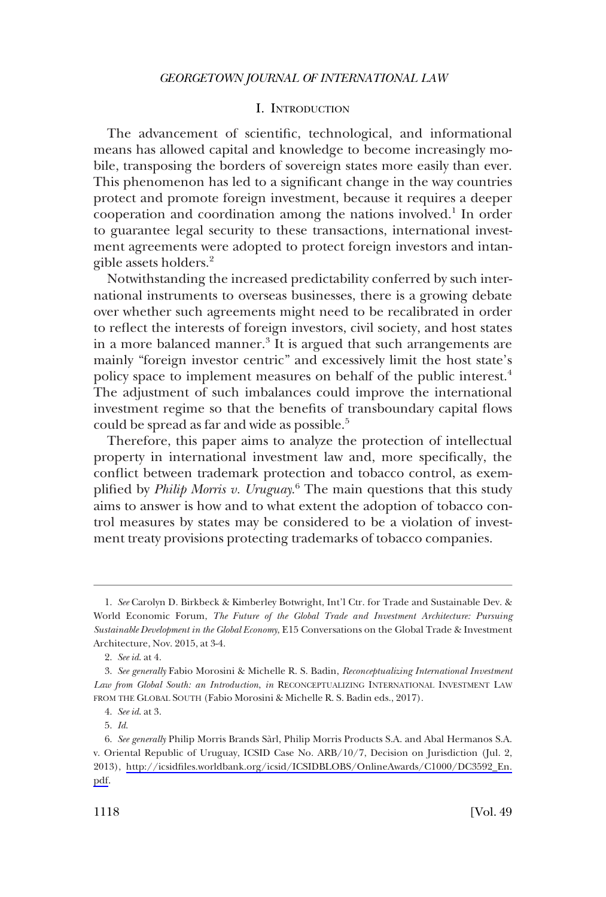## I. Introduction

The advancement of scientific, technological, and informational means has allowed capital and knowledge to become increasingly mobile, transposing the borders of sovereign states more easily than ever. This phenomenon has led to a significant change in the way countries protect and promote foreign investment, because it requires a deeper cooperation and coordination among the nations involved.[1] In order to guarantee legal security to these transactions, international investment agreements were adopted to protect foreign investors and intangible assets holders.[2]

Notwithstanding the increased predictability conferred by such international instruments to overseas businesses, there is a growing debate over whether such agreements might need to be recalibrated in order to reflect the interests of foreign investors, civil society, and host states in a more balanced manner.[3] It is argued that such arrangements are mainly "foreign investor centric" and excessively limit the host state's policy space to implement measures on behalf of the public interest.[4] The adjustment of such imbalances could improve the international investment regime so that the benefits of transboundary capital flows could be spread as far and wide as possible.[5]

Therefore, this paper aims to analyze the protection of intellectual property in international investment law and, more specifically, the conflict between trademark protection and tobacco control, as exemplified by *Philip Morris v. Uruguay*.[6] The main questions that this study aims to answer is how and to what extent the adoption of tobacco control measures by states may be considered to be a violation of investment treaty provisions protecting trademarks of tobacco companies.

---

1. *See* Carolyn D. Birkbeck & Kimberley Botwright, Int'l Ctr. for Trade and Sustainable Dev. & World Economic Forum, *The Future of the Global Trade and Investment Architecture: Pursuing Sustainable Development in the Global Economy*, E15 Conversations on the Global Trade & Investment Architecture, Nov. 2015, at 3-4.

2. *See id.* at 4.

3. *See generally* Fabio Morosini & Michelle R. S. Badin, *Reconceptualizing International Investment Law from Global South: an Introduction*, *in* RECONCEPTUALIZING INTERNATIONAL INVESTMENT LAW FROM THE GLOBAL SOUTH (Fabio Morosini & Michelle R. S. Badin eds., 2017).

4. *See id.* at 3.

5. *Id.*

6. *See generally* Philip Morris Brands Sàrl, Philip Morris Products S.A. and Abal Hermanos S.A. v. Oriental Republic of Uruguay, ICSID Case No. ARB/10/7, Decision on Jurisdiction (Jul. 2, 2013), http://icsidfiles.worldbank.org/icsid/ICSIDBLOBS/OnlineAwards/C1000/DC3592_En.pdf.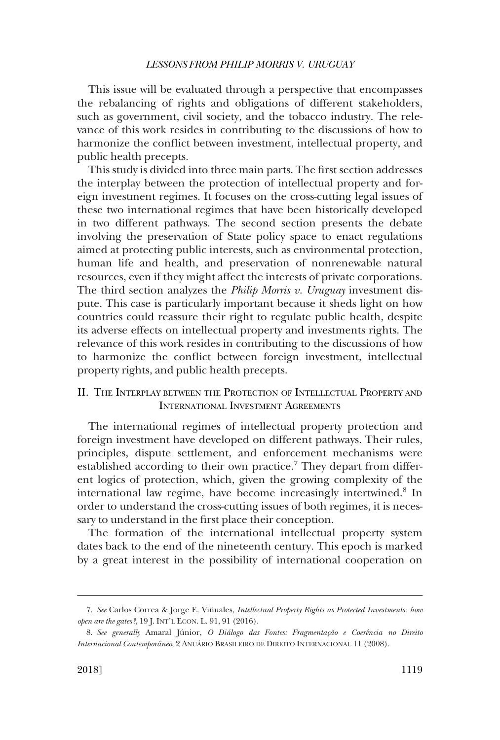This issue will be evaluated through a perspective that encompasses the rebalancing of rights and obligations of different stakeholders, such as government, civil society, and the tobacco industry. The relevance of this work resides in contributing to the discussions of how to harmonize the conflict between investment, intellectual property, and public health precepts.

This study is divided into three main parts. The first section addresses the interplay between the protection of intellectual property and foreign investment regimes. It focuses on the cross-cutting legal issues of these two international regimes that have been historically developed in two different pathways. The second section presents the debate involving the preservation of State policy space to enact regulations aimed at protecting public interests, such as environmental protection, human life and health, and preservation of nonrenewable natural resources, even if they might affect the interests of private corporations. The third section analyzes the *Philip Morris v. Uruguay* investment dispute. This case is particularly important because it sheds light on how countries could reassure their right to regulate public health, despite its adverse effects on intellectual property and investments rights. The relevance of this work resides in contributing to the discussions of how to harmonize the conflict between foreign investment, intellectual property rights, and public health precepts.

## II. The Interplay between the Protection of Intellectual Property and International Investment Agreements

The international regimes of intellectual property protection and foreign investment have developed on different pathways. Their rules, principles, dispute settlement, and enforcement mechanisms were established according to their own practice.[7] They depart from different logics of protection, which, given the growing complexity of the international law regime, have become increasingly intertwined.[8] In order to understand the cross-cutting issues of both regimes, it is necessary to understand in the first place their conception.

The formation of the international intellectual property system dates back to the end of the nineteenth century. This epoch is marked by a great interest in the possibility of international cooperation on

---

7. *See* Carlos Correa & Jorge E. Viñuales, *Intellectual Property Rights as Protected Investments: how open are the gates?*, 19 J. INT'L ECON. L. 91, 91 (2016).

8. *See generally* Amaral Júnior, *O Diálogo das Fontes: Fragmentação e Coerência no Direito Internacional Contemporâneo*, 2 ANUÁRIO BRASILEIRO DE DIREITO INTERNACIONAL 11 (2008).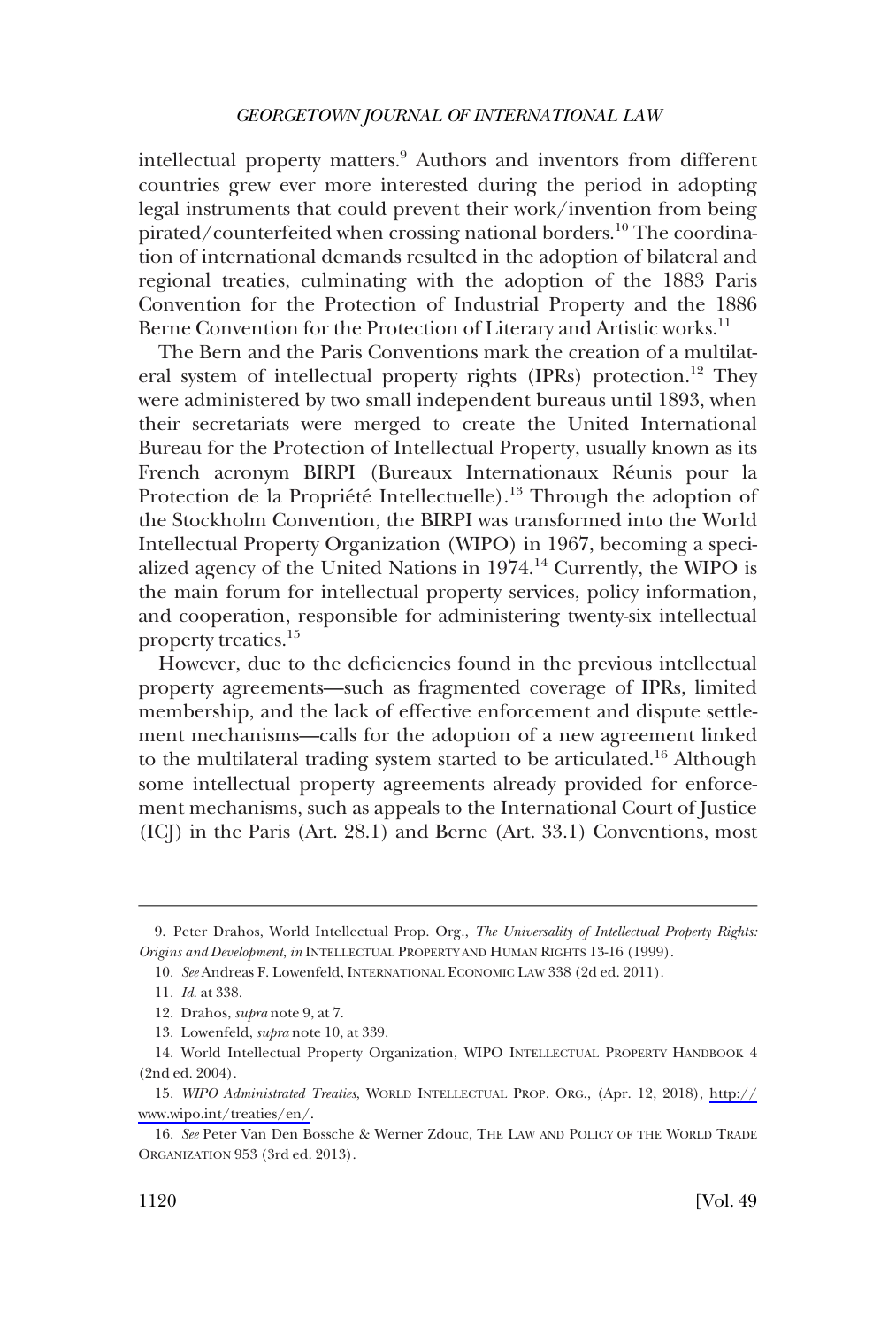intellectual property matters.[9] Authors and inventors from different countries grew ever more interested during the period in adopting legal instruments that could prevent their work/invention from being pirated/counterfeited when crossing national borders.[10] The coordination of international demands resulted in the adoption of bilateral and regional treaties, culminating with the adoption of the 1883 Paris Convention for the Protection of Industrial Property and the 1886 Berne Convention for the Protection of Literary and Artistic works.[11]

The Bern and the Paris Conventions mark the creation of a multilateral system of intellectual property rights (IPRs) protection.[12] They were administered by two small independent bureaus until 1893, when their secretariats were merged to create the United International Bureau for the Protection of Intellectual Property, usually known as its French acronym BIRPI (Bureaux Internationaux Réunis pour la Protection de la Propriété Intellectuelle).[13] Through the adoption of the Stockholm Convention, the BIRPI was transformed into the World Intellectual Property Organization (WIPO) in 1967, becoming a specialized agency of the United Nations in 1974.[14] Currently, the WIPO is the main forum for intellectual property services, policy information, and cooperation, responsible for administering twenty-six intellectual property treaties.[15]

However, due to the deficiencies found in the previous intellectual property agreements—such as fragmented coverage of IPRs, limited membership, and the lack of effective enforcement and dispute settlement mechanisms—calls for the adoption of a new agreement linked to the multilateral trading system started to be articulated.[16] Although some intellectual property agreements already provided for enforcement mechanisms, such as appeals to the International Court of Justice (ICJ) in the Paris (Art. 28.1) and Berne (Art. 33.1) Conventions, most

---

9. Peter Drahos, World Intellectual Prop. Org., *The Universality of Intellectual Property Rights: Origins and Development*, *in* INTELLECTUAL PROPERTY AND HUMAN RIGHTS 13-16 (1999).

10. *See* Andreas F. Lowenfeld, INTERNATIONAL ECONOMIC LAW 338 (2d ed. 2011).

11. *Id.* at 338.

12. Drahos, *supra* note 9, at 7.

13. Lowenfeld, *supra* note 10, at 339.

14. World Intellectual Property Organization, WIPO INTELLECTUAL PROPERTY HANDBOOK 4 (2nd ed. 2004).

15. *WIPO Administrated Treaties*, WORLD INTELLECTUAL PROP. ORG., (Apr. 12, 2018), http://www.wipo.int/treaties/en/.

16. *See* Peter Van Den Bossche & Werner Zdouc, THE LAW AND POLICY OF THE WORLD TRADE ORGANIZATION 953 (3rd ed. 2013).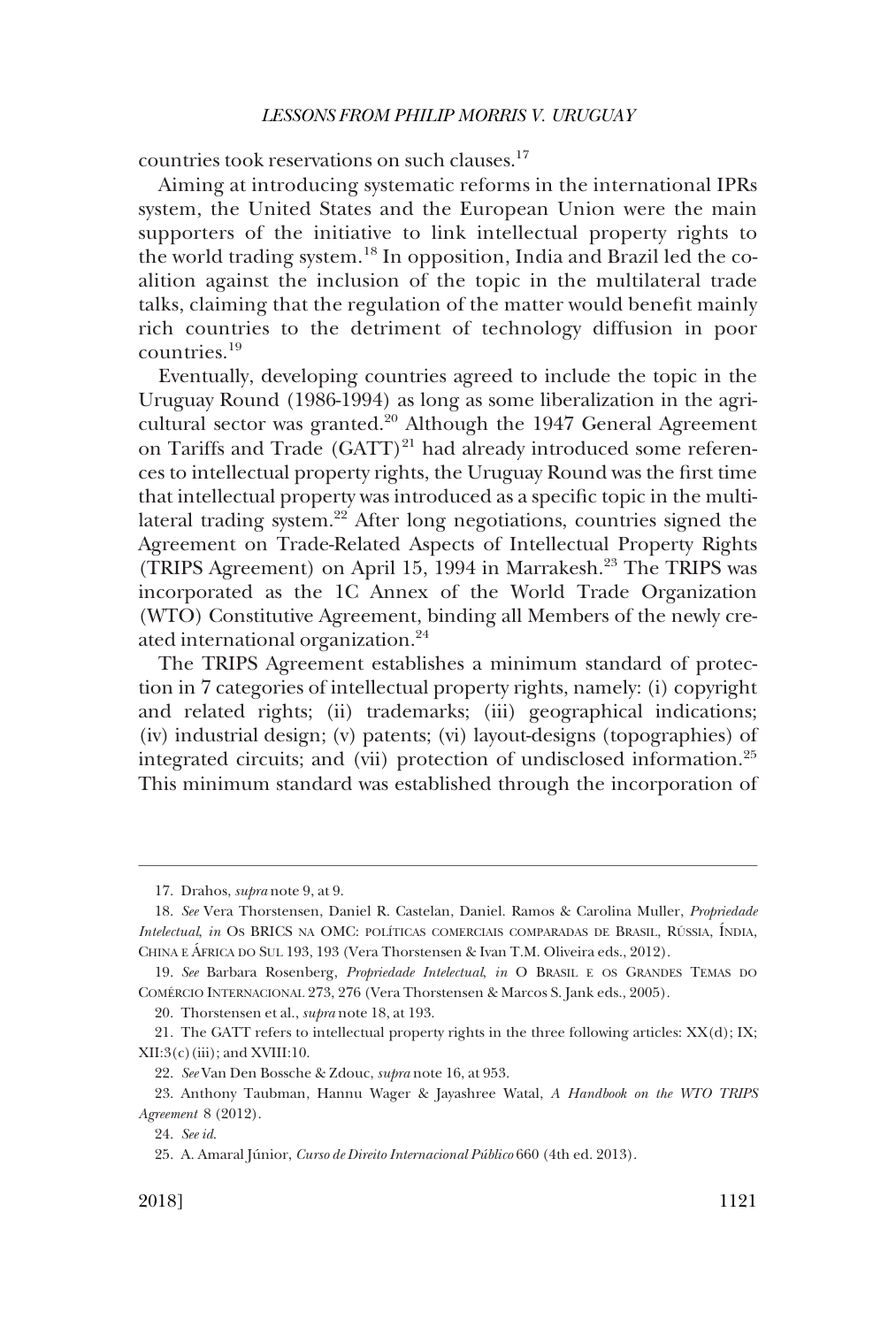countries took reservations on such clauses.[17]

Aiming at introducing systematic reforms in the international IPRs system, the United States and the European Union were the main supporters of the initiative to link intellectual property rights to the world trading system.[18] In opposition, India and Brazil led the coalition against the inclusion of the topic in the multilateral trade talks, claiming that the regulation of the matter would benefit mainly rich countries to the detriment of technology diffusion in poor countries.[19]

Eventually, developing countries agreed to include the topic in the Uruguay Round (1986-1994) as long as some liberalization in the agricultural sector was granted.[20] Although the 1947 General Agreement on Tariffs and Trade (GATT)[21] had already introduced some references to intellectual property rights, the Uruguay Round was the first time that intellectual property was introduced as a specific topic in the multilateral trading system.[22] After long negotiations, countries signed the Agreement on Trade-Related Aspects of Intellectual Property Rights (TRIPS Agreement) on April 15, 1994 in Marrakesh.[23] The TRIPS was incorporated as the 1C Annex of the World Trade Organization (WTO) Constitutive Agreement, binding all Members of the newly created international organization.[24]

The TRIPS Agreement establishes a minimum standard of protection in 7 categories of intellectual property rights, namely: (i) copyright and related rights; (ii) trademarks; (iii) geographical indications; (iv) industrial design; (v) patents; (vi) layout-designs (topographies) of integrated circuits; and (vii) protection of undisclosed information.[25] This minimum standard was established through the incorporation of

---

17. Drahos, *supra* note 9, at 9.

18. *See* Vera Thorstensen, Daniel R. Castelan, Daniel. Ramos & Carolina Muller, *Propriedade Intelectual*, *in* OS BRICS NA OMC: POLÍTICAS COMERCIAIS COMPARADAS DE BRASIL, RÚSSIA, ÍNDIA, CHINA E ÁFRICA DO SUL 193, 193 (Vera Thorstensen & Ivan T.M. Oliveira eds., 2012).

19. *See* Barbara Rosenberg, *Propriedade Intelectual*, *in* O BRASIL E OS GRANDES TEMAS DO COMÉRCIO INTERNACIONAL 273, 276 (Vera Thorstensen & Marcos S. Jank eds., 2005).

20. Thorstensen et al., *supra* note 18, at 193.

21. The GATT refers to intellectual property rights in the three following articles: XX(d); IX; XII:3(c)(iii); and XVIII:10.

22. *See* Van Den Bossche & Zdouc, *supra* note 16, at 953.

23. Anthony Taubman, Hannu Wager & Jayashree Watal, *A Handbook on the WTO TRIPS Agreement* 8 (2012).

24. *See id.*

25. A. Amaral Júnior, *Curso de Direito Internacional Público* 660 (4th ed. 2013).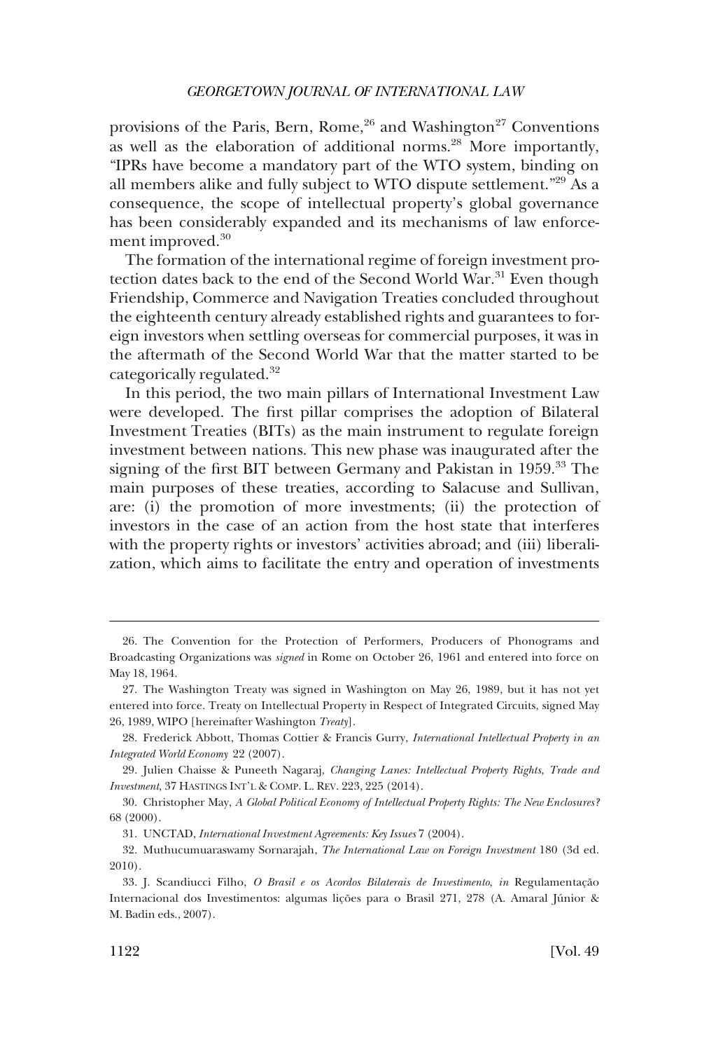provisions of the Paris, Bern, Rome,[26] and Washington[27] Conventions as well as the elaboration of additional norms.[28] More importantly, "IPRs have become a mandatory part of the WTO system, binding on all members alike and fully subject to WTO dispute settlement."[29] As a consequence, the scope of intellectual property's global governance has been considerably expanded and its mechanisms of law enforcement improved.[30]

The formation of the international regime of foreign investment protection dates back to the end of the Second World War.[31] Even though Friendship, Commerce and Navigation Treaties concluded throughout the eighteenth century already established rights and guarantees to foreign investors when settling overseas for commercial purposes, it was in the aftermath of the Second World War that the matter started to be categorically regulated.[32]

In this period, the two main pillars of International Investment Law were developed. The first pillar comprises the adoption of Bilateral Investment Treaties (BITs) as the main instrument to regulate foreign investment between nations. This new phase was inaugurated after the signing of the first BIT between Germany and Pakistan in 1959.[33] The main purposes of these treaties, according to Salacuse and Sullivan, are: (i) the promotion of more investments; (ii) the protection of investors in the case of an action from the host state that interferes with the property rights or investors' activities abroad; and (iii) liberalization, which aims to facilitate the entry and operation of investments

---

26. The Convention for the Protection of Performers, Producers of Phonograms and Broadcasting Organizations was *signed* in Rome on October 26, 1961 and entered into force on May 18, 1964.

27. The Washington Treaty was signed in Washington on May 26, 1989, but it has not yet entered into force. Treaty on Intellectual Property in Respect of Integrated Circuits, signed May 26, 1989, WIPO [hereinafter Washington *Treaty*].

28. Frederick Abbott, Thomas Cottier & Francis Gurry, *International Intellectual Property in an Integrated World Economy* 22 (2007).

29. Julien Chaisse & Puneeth Nagaraj, *Changing Lanes: Intellectual Property Rights, Trade and Investment*, 37 HASTINGS INT'L & COMP. L. REV. 223, 225 (2014).

30. Christopher May, *A Global Political Economy of Intellectual Property Rights: The New Enclosures?* 68 (2000).

31. UNCTAD, *International Investment Agreements: Key Issues* 7 (2004).

32. Muthucumuaraswamy Sornarajah, *The International Law on Foreign Investment* 180 (3d ed. 2010).

33. J. Scandiucci Filho, *O Brasil e os Acordos Bilaterais de Investimento, in* Regulamentação Internacional dos Investimentos: algumas lições para o Brasil 271, 278 (A. Amaral Júnior & M. Badin eds., 2007).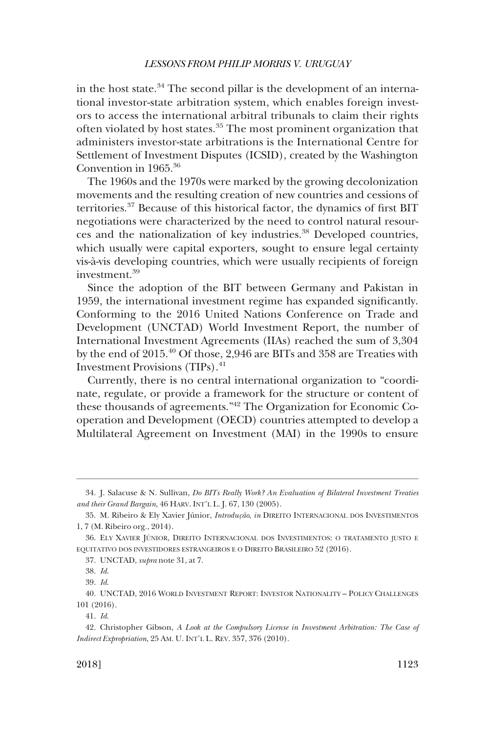in the host state.[34] The second pillar is the development of an international investor-state arbitration system, which enables foreign investors to access the international arbitral tribunals to claim their rights often violated by host states.[35] The most prominent organization that administers investor-state arbitrations is the International Centre for Settlement of Investment Disputes (ICSID), created by the Washington Convention in 1965.[36]

The 1960s and the 1970s were marked by the growing decolonization movements and the resulting creation of new countries and cessions of territories.[37] Because of this historical factor, the dynamics of first BIT negotiations were characterized by the need to control natural resources and the nationalization of key industries.[38] Developed countries, which usually were capital exporters, sought to ensure legal certainty vis-à-vis developing countries, which were usually recipients of foreign investment.[39]

Since the adoption of the BIT between Germany and Pakistan in 1959, the international investment regime has expanded significantly. Conforming to the 2016 United Nations Conference on Trade and Development (UNCTAD) World Investment Report, the number of International Investment Agreements (IIAs) reached the sum of 3,304 by the end of 2015.[40] Of those, 2,946 are BITs and 358 are Treaties with Investment Provisions (TIPs).[41]

Currently, there is no central international organization to "coordinate, regulate, or provide a framework for the structure or content of these thousands of agreements."[42] The Organization for Economic Cooperation and Development (OECD) countries attempted to develop a Multilateral Agreement on Investment (MAI) in the 1990s to ensure

---

34. J. Salacuse & N. Sullivan, *Do BITs Really Work? An Evaluation of Bilateral Investment Treaties and their Grand Bargain*, 46 HARV. INT'L L. J. 67, 130 (2005).

35. M. Ribeiro & Ely Xavier Júnior, *Introdução, in* DIREITO INTERNACIONAL DOS INVESTIMENTOS 1, 7 (M. Ribeiro org., 2014).

36. ELY XAVIER JÚNIOR, DIREITO INTERNACIONAL DOS INVESTIMENTOS: O TRATAMENTO JUSTO E EQUITATIVO DOS INVESTIDORES ESTRANGEIROS E O DIREITO BRASILEIRO 52 (2016).

37. UNCTAD, *supra* note 31, at 7.

38. *Id.*

39. *Id.*

40. UNCTAD, 2016 WORLD INVESTMENT REPORT: INVESTOR NATIONALITY – POLICY CHALLENGES 101 (2016).

41. *Id.*

42. Christopher Gibson, *A Look at the Compulsory License in Investment Arbitration: The Case of Indirect Expropriation*, 25 AM. U. INT'L L. REV. 357, 376 (2010).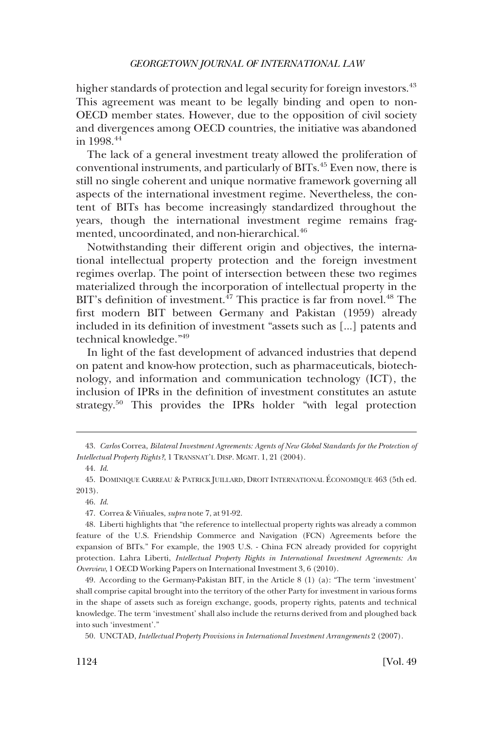higher standards of protection and legal security for foreign investors.[43] This agreement was meant to be legally binding and open to non-OECD member states. However, due to the opposition of civil society and divergences among OECD countries, the initiative was abandoned in 1998.[44]

The lack of a general investment treaty allowed the proliferation of conventional instruments, and particularly of BITs.[45] Even now, there is still no single coherent and unique normative framework governing all aspects of the international investment regime. Nevertheless, the content of BITs has become increasingly standardized throughout the years, though the international investment regime remains fragmented, uncoordinated, and non-hierarchical.[46]

Notwithstanding their different origin and objectives, the international intellectual property protection and the foreign investment regimes overlap. The point of intersection between these two regimes materialized through the incorporation of intellectual property in the BIT's definition of investment.[47] This practice is far from novel.[48] The first modern BIT between Germany and Pakistan (1959) already included in its definition of investment "assets such as [...] patents and technical knowledge."[49]

In light of the fast development of advanced industries that depend on patent and know-how protection, such as pharmaceuticals, biotechnology, and information and communication technology (ICT), the inclusion of IPRs in the definition of investment constitutes an astute strategy.[50] This provides the IPRs holder "with legal protection

---

43. *Carlos* Correa, *Bilateral Investment Agreements: Agents of New Global Standards for the Protection of Intellectual Property Rights?*, 1 TRANSNAT'L DISP. MGMT. 1, 21 (2004).

44. *Id.*

45. DOMINIQUE CARREAU & PATRICK JUILLARD, DROIT INTERNATIONAL ÉCONOMIQUE 463 (5th ed. 2013).

46. *Id.*

47. Correa & Viñuales, *supra* note 7, at 91-92.

48. Liberti highlights that "the reference to intellectual property rights was already a common feature of the U.S. Friendship Commerce and Navigation (FCN) Agreements before the expansion of BITs." For example, the 1903 U.S. - China FCN already provided for copyright protection. Lahra Liberti, *Intellectual Property Rights in International Investment Agreements: An Overview*, 1 OECD Working Papers on International Investment 3, 6 (2010).

49. According to the Germany-Pakistan BIT, in the Article 8 (1) (a): "The term 'investment' shall comprise capital brought into the territory of the other Party for investment in various forms in the shape of assets such as foreign exchange, goods, property rights, patents and technical knowledge. The term 'investment' shall also include the returns derived from and ploughed back into such 'investment'."

50. UNCTAD, *Intellectual Property Provisions in International Investment Arrangements* 2 (2007).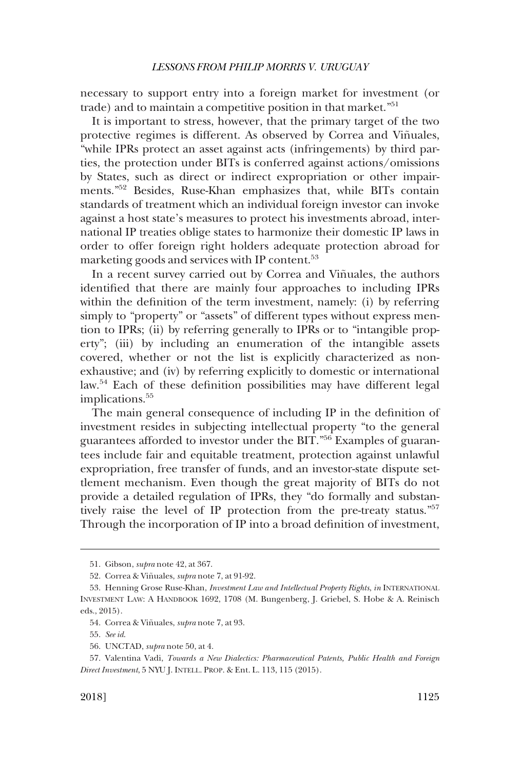necessary to support entry into a foreign market for investment (or trade) and to maintain a competitive position in that market."[51]

It is important to stress, however, that the primary target of the two protective regimes is different. As observed by Correa and Viñuales, "while IPRs protect an asset against acts (infringements) by third parties, the protection under BITs is conferred against actions/omissions by States, such as direct or indirect expropriation or other impairments."[52] Besides, Ruse-Khan emphasizes that, while BITs contain standards of treatment which an individual foreign investor can invoke against a host state's measures to protect his investments abroad, international IP treaties oblige states to harmonize their domestic IP laws in order to offer foreign right holders adequate protection abroad for marketing goods and services with IP content.[53]

In a recent survey carried out by Correa and Viñuales, the authors identified that there are mainly four approaches to including IPRs within the definition of the term investment, namely: (i) by referring simply to "property" or "assets" of different types without express mention to IPRs; (ii) by referring generally to IPRs or to "intangible property"; (iii) by including an enumeration of the intangible assets covered, whether or not the list is explicitly characterized as non-exhaustive; and (iv) by referring explicitly to domestic or international law.[54] Each of these definition possibilities may have different legal implications.[55]

The main general consequence of including IP in the definition of investment resides in subjecting intellectual property "to the general guarantees afforded to investor under the BIT."[56] Examples of guarantees include fair and equitable treatment, protection against unlawful expropriation, free transfer of funds, and an investor-state dispute settlement mechanism. Even though the great majority of BITs do not provide a detailed regulation of IPRs, they "do formally and substantively raise the level of IP protection from the pre-treaty status."[57] Through the incorporation of IP into a broad definition of investment,

---

51. Gibson, *supra* note 42, at 367.

52. Correa & Viñuales, *supra* note 7, at 91-92.

53. Henning Grose Ruse-Khan, *Investment Law and Intellectual Property Rights*, *in* INTERNATIONAL INVESTMENT LAW: A HANDBOOK 1692, 1708 (M. Bungenberg, J. Griebel, S. Hobe & A. Reinisch eds., 2015).

54. Correa & Viñuales, *supra* note 7, at 93.

55. *See id.*

56. UNCTAD, *supra* note 50, at 4.

57. Valentina Vadi, *Towards a New Dialectics: Pharmaceutical Patents, Public Health and Foreign Direct Investment*, 5 NYU J. INTELL. PROP. & Ent. L. 113, 115 (2015).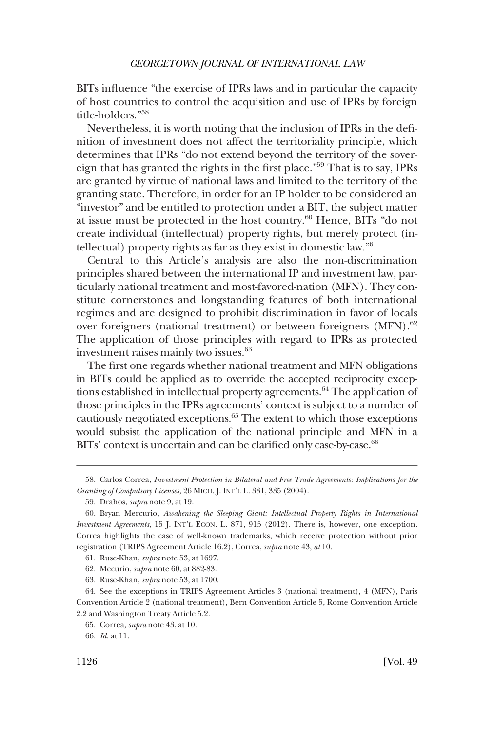BITs influence "the exercise of IPRs laws and in particular the capacity of host countries to control the acquisition and use of IPRs by foreign title-holders."[58]

Nevertheless, it is worth noting that the inclusion of IPRs in the definition of investment does not affect the territoriality principle, which determines that IPRs "do not extend beyond the territory of the sovereign that has granted the rights in the first place."[59] That is to say, IPRs are granted by virtue of national laws and limited to the territory of the granting state. Therefore, in order for an IP holder to be considered an "investor" and be entitled to protection under a BIT, the subject matter at issue must be protected in the host country.[60] Hence, BITs "do not create individual (intellectual) property rights, but merely protect (intellectual) property rights as far as they exist in domestic law."[61]

Central to this Article's analysis are also the non-discrimination principles shared between the international IP and investment law, particularly national treatment and most-favored-nation (MFN). They constitute cornerstones and longstanding features of both international regimes and are designed to prohibit discrimination in favor of locals over foreigners (national treatment) or between foreigners (MFN).[62] The application of those principles with regard to IPRs as protected investment raises mainly two issues.[63]

The first one regards whether national treatment and MFN obligations in BITs could be applied as to override the accepted reciprocity exceptions established in intellectual property agreements.[64] The application of those principles in the IPRs agreements' context is subject to a number of cautiously negotiated exceptions.[65] The extent to which those exceptions would subsist the application of the national principle and MFN in a BITs' context is uncertain and can be clarified only case-by-case.[66]

---

58. Carlos Correa, *Investment Protection in Bilateral and Free Trade Agreements: Implications for the Granting of Compulsory Licenses*, 26 MICH. J. INT'L L. 331, 335 (2004).

59. Drahos, *supra* note 9, at 19.

60. Bryan Mercurio, *Awakening the Sleeping Giant: Intellectual Property Rights in International Investment Agreements*, 15 J. INT'L ECON. L. 871, 915 (2012). There is, however, one exception. Correa highlights the case of well-known trademarks, which receive protection without prior registration (TRIPS Agreement Article 16.2), Correa, *supra* note 43, *at* 10.

61. Ruse-Khan, *supra* note 53, at 1697.

62. Mecurio, *supra* note 60, at 882-83.

63. Ruse-Khan, *supra* note 53, at 1700.

64. See the exceptions in TRIPS Agreement Articles 3 (national treatment), 4 (MFN), Paris Convention Article 2 (national treatment), Bern Convention Article 5, Rome Convention Article 2.2 and Washington Treaty Article 5.2.

65. Correa, *supra* note 43, at 10.

66. *Id.* at 11.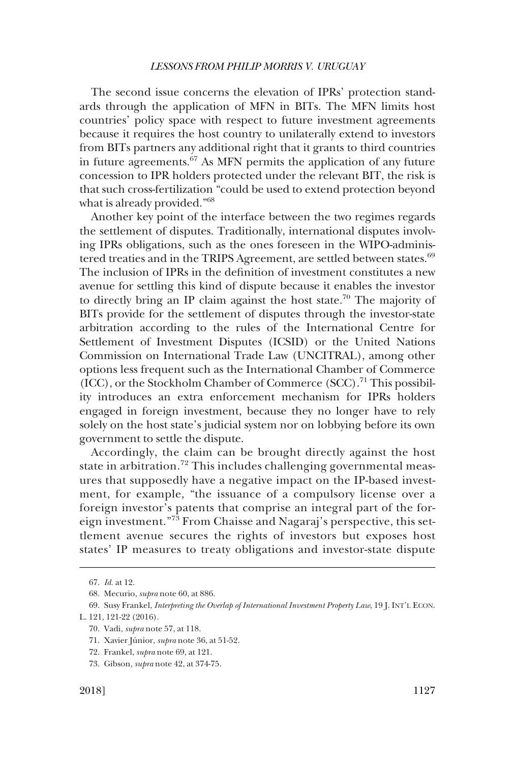The second issue concerns the elevation of IPRs' protection standards through the application of MFN in BITs. The MFN limits host countries' policy space with respect to future investment agreements because it requires the host country to unilaterally extend to investors from BITs partners any additional right that it grants to third countries in future agreements.[67] As MFN permits the application of any future concession to IPR holders protected under the relevant BIT, the risk is that such cross-fertilization "could be used to extend protection beyond what is already provided."[68]

Another key point of the interface between the two regimes regards the settlement of disputes. Traditionally, international disputes involving IPRs obligations, such as the ones foreseen in the WIPO-administered treaties and in the TRIPS Agreement, are settled between states.[69] The inclusion of IPRs in the definition of investment constitutes a new avenue for settling this kind of dispute because it enables the investor to directly bring an IP claim against the host state.[70] The majority of BITs provide for the settlement of disputes through the investor-state arbitration according to the rules of the International Centre for Settlement of Investment Disputes (ICSID) or the United Nations Commission on International Trade Law (UNCITRAL), among other options less frequent such as the International Chamber of Commerce (ICC), or the Stockholm Chamber of Commerce (SCC).[71] This possibility introduces an extra enforcement mechanism for IPRs holders engaged in foreign investment, because they no longer have to rely solely on the host state's judicial system nor on lobbying before its own government to settle the dispute.

Accordingly, the claim can be brought directly against the host state in arbitration.[72] This includes challenging governmental measures that supposedly have a negative impact on the IP-based investment, for example, "the issuance of a compulsory license over a foreign investor's patents that comprise an integral part of the foreign investment."[73] From Chaisse and Nagaraj's perspective, this settlement avenue secures the rights of investors but exposes host states' IP measures to treaty obligations and investor-state dispute

---

67. *Id.* at 12.

68. Mecurio, *supra* note 60, at 886.

69. Susy Frankel, *Interpreting the Overlap of International Investment Property Law*, 19 J. INT'L ECON. L. 121, 121-22 (2016).

70. Vadi, *supra* note 57, at 118.

71. Xavier Júnior, *supra* note 36, at 51-52.

72. Frankel, *supra* note 69, at 121.

73. Gibson, *supra* note 42, at 374-75.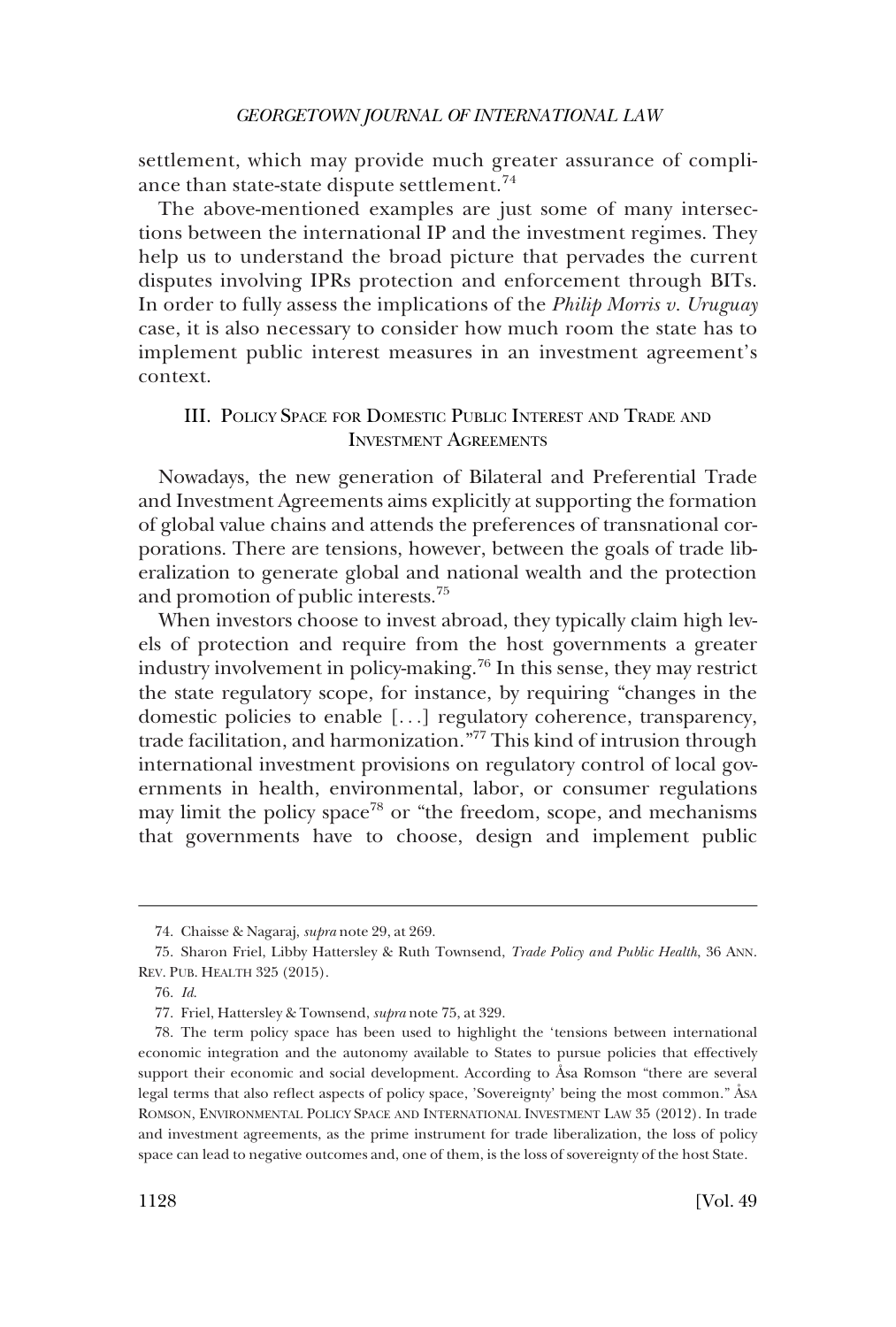settlement, which may provide much greater assurance of compliance than state-state dispute settlement.[74]

The above-mentioned examples are just some of many intersections between the international IP and the investment regimes. They help us to understand the broad picture that pervades the current disputes involving IPRs protection and enforcement through BITs. In order to fully assess the implications of the *Philip Morris v. Uruguay* case, it is also necessary to consider how much room the state has to implement public interest measures in an investment agreement's context.

## III. Policy Space for Domestic Public Interest and Trade and Investment Agreements

Nowadays, the new generation of Bilateral and Preferential Trade and Investment Agreements aims explicitly at supporting the formation of global value chains and attends the preferences of transnational corporations. There are tensions, however, between the goals of trade liberalization to generate global and national wealth and the protection and promotion of public interests.[75]

When investors choose to invest abroad, they typically claim high levels of protection and require from the host governments a greater industry involvement in policy-making.[76] In this sense, they may restrict the state regulatory scope, for instance, by requiring "changes in the domestic policies to enable [. . .] regulatory coherence, transparency, trade facilitation, and harmonization."[77] This kind of intrusion through international investment provisions on regulatory control of local governments in health, environmental, labor, or consumer regulations may limit the policy space[78] or "the freedom, scope, and mechanisms that governments have to choose, design and implement public

---

74. Chaisse & Nagaraj, *supra* note 29, at 269.

75. Sharon Friel, Libby Hattersley & Ruth Townsend, *Trade Policy and Public Health*, 36 Ann. Rev. Pub. Health 325 (2015).

76. *Id.*

77. Friel, Hattersley & Townsend, *supra* note 75, at 329.

78. The term policy space has been used to highlight the 'tensions between international economic integration and the autonomy available to States to pursue policies that effectively support their economic and social development. According to Åsa Romson "there are several legal terms that also reflect aspects of policy space, 'Sovereignty' being the most common." Åsa Romson, Environmental Policy Space and International Investment Law 35 (2012). In trade and investment agreements, as the prime instrument for trade liberalization, the loss of policy space can lead to negative outcomes and, one of them, is the loss of sovereignty of the host State.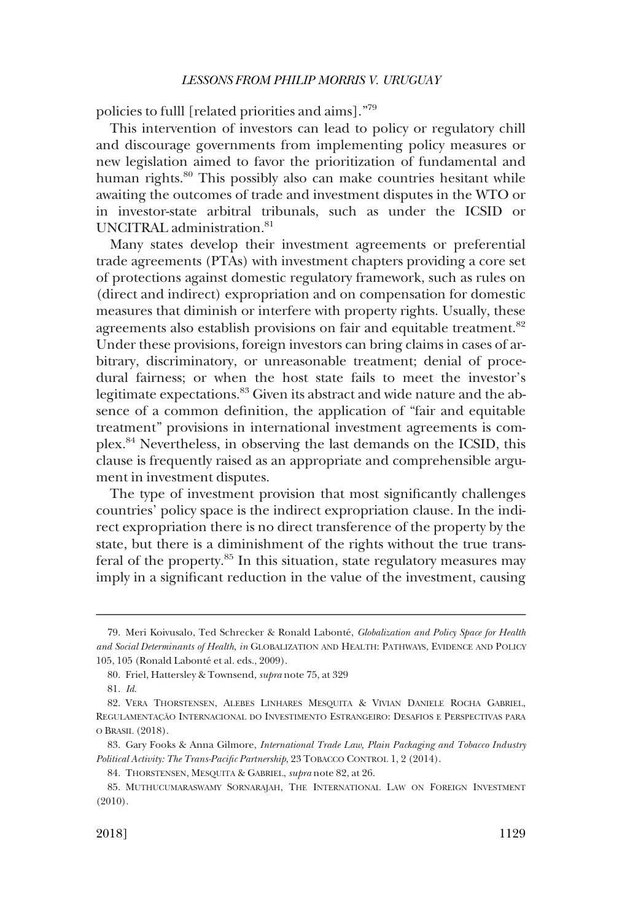policies to fulll [related priorities and aims]."[79]

This intervention of investors can lead to policy or regulatory chill and discourage governments from implementing policy measures or new legislation aimed to favor the prioritization of fundamental and human rights.[80] This possibly also can make countries hesitant while awaiting the outcomes of trade and investment disputes in the WTO or in investor-state arbitral tribunals, such as under the ICSID or UNCITRAL administration.[81]

Many states develop their investment agreements or preferential trade agreements (PTAs) with investment chapters providing a core set of protections against domestic regulatory framework, such as rules on (direct and indirect) expropriation and on compensation for domestic measures that diminish or interfere with property rights. Usually, these agreements also establish provisions on fair and equitable treatment.[82] Under these provisions, foreign investors can bring claims in cases of arbitrary, discriminatory, or unreasonable treatment; denial of procedural fairness; or when the host state fails to meet the investor's legitimate expectations.[83] Given its abstract and wide nature and the absence of a common definition, the application of "fair and equitable treatment" provisions in international investment agreements is complex.[84] Nevertheless, in observing the last demands on the ICSID, this clause is frequently raised as an appropriate and comprehensible argument in investment disputes.

The type of investment provision that most significantly challenges countries' policy space is the indirect expropriation clause. In the indirect expropriation there is no direct transference of the property by the state, but there is a diminishment of the rights without the true transferal of the property.[85] In this situation, state regulatory measures may imply in a significant reduction in the value of the investment, causing

---

79. Meri Koivusalo, Ted Schrecker & Ronald Labonté, *Globalization and Policy Space for Health and Social Determinants of Health*, *in* GLOBALIZATION AND HEALTH: PATHWAYS, EVIDENCE AND POLICY 105, 105 (Ronald Labonté et al. eds., 2009).

80. Friel, Hattersley & Townsend, *supra* note 75, at 329

81. *Id.*

82. VERA THORSTENSEN, ALEBES LINHARES MESQUITA & VIVIAN DANIELE ROCHA GABRIEL, REGULAMENTAÇÃO INTERNACIONAL DO INVESTIMENTO ESTRANGEIRO: DESAFIOS E PERSPECTIVAS PARA O BRASIL (2018).

83. Gary Fooks & Anna Gilmore, *International Trade Law, Plain Packaging and Tobacco Industry Political Activity: The Trans-Pacific Partnership*, 23 TOBACCO CONTROL 1, 2 (2014).

84. THORSTENSEN, MESQUITA & GABRIEL, *supra* note 82, at 26.

85. MUTHUCUMARASWAMY SORNARAJAH, THE INTERNATIONAL LAW ON FOREIGN INVESTMENT (2010).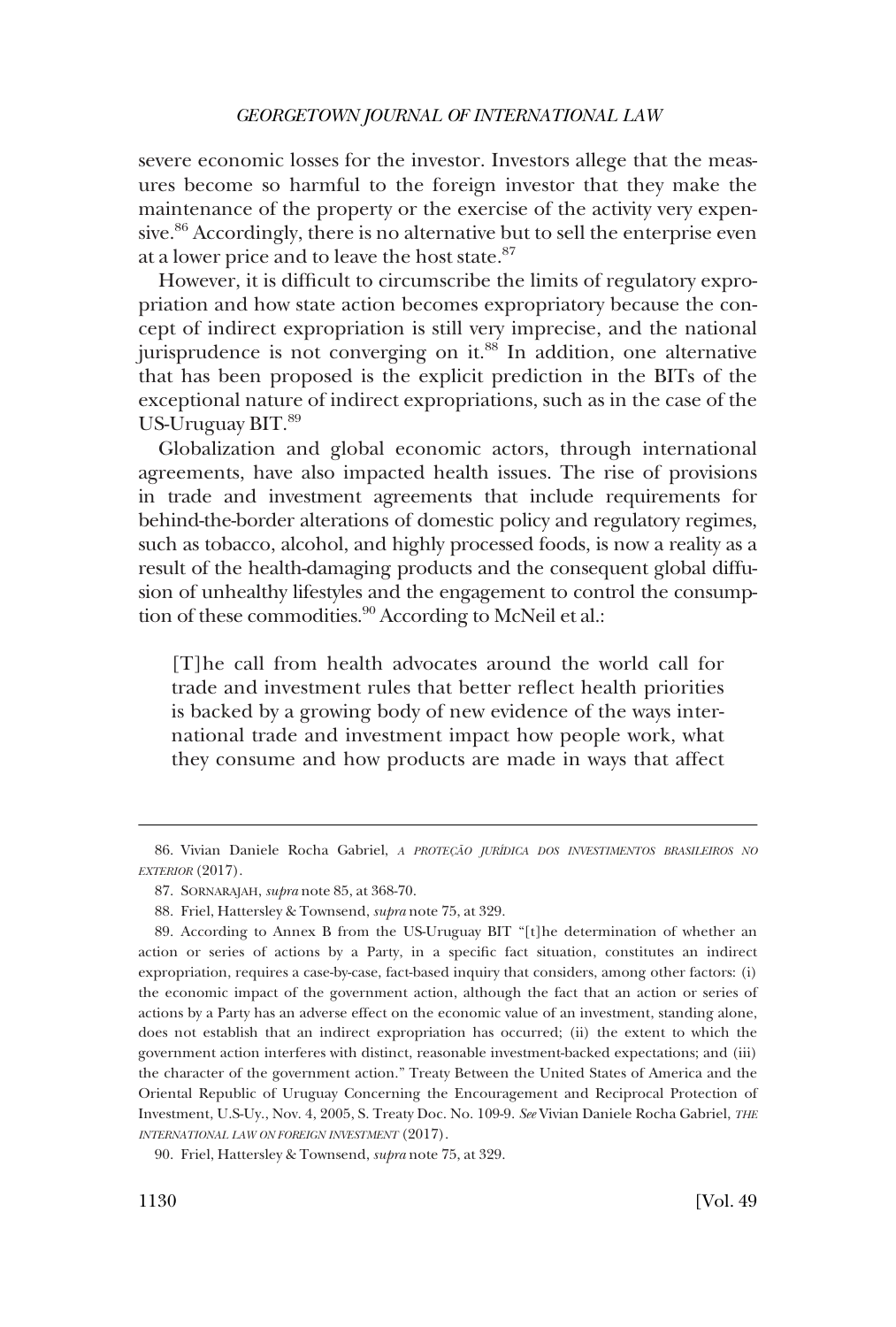severe economic losses for the investor. Investors allege that the measures become so harmful to the foreign investor that they make the maintenance of the property or the exercise of the activity very expensive.[86] Accordingly, there is no alternative but to sell the enterprise even at a lower price and to leave the host state.[87]

However, it is difficult to circumscribe the limits of regulatory expropriation and how state action becomes expropriatory because the concept of indirect expropriation is still very imprecise, and the national jurisprudence is not converging on it.[88] In addition, one alternative that has been proposed is the explicit prediction in the BITs of the exceptional nature of indirect expropriations, such as in the case of the US-Uruguay BIT.[89]

Globalization and global economic actors, through international agreements, have also impacted health issues. The rise of provisions in trade and investment agreements that include requirements for behind-the-border alterations of domestic policy and regulatory regimes, such as tobacco, alcohol, and highly processed foods, is now a reality as a result of the health-damaging products and the consequent global diffusion of unhealthy lifestyles and the engagement to control the consumption of these commodities.[90] According to McNeil et al.:

> [T]he call from health advocates around the world call for trade and investment rules that better reflect health priorities is backed by a growing body of new evidence of the ways international trade and investment impact how people work, what they consume and how products are made in ways that affect

---

86. Vivian Daniele Rocha Gabriel, *A PROTEÇÃO JURÍDICA DOS INVESTIMENTOS BRASILEIROS NO EXTERIOR* (2017).

87. SORNARAJAH, *supra* note 85, at 368-70.

88. Friel, Hattersley & Townsend, *supra* note 75, at 329.

89. According to Annex B from the US-Uruguay BIT "[t]he determination of whether an action or series of actions by a Party, in a specific fact situation, constitutes an indirect expropriation, requires a case-by-case, fact-based inquiry that considers, among other factors: (i) the economic impact of the government action, although the fact that an action or series of actions by a Party has an adverse effect on the economic value of an investment, standing alone, does not establish that an indirect expropriation has occurred; (ii) the extent to which the government action interferes with distinct, reasonable investment-backed expectations; and (iii) the character of the government action." Treaty Between the United States of America and the Oriental Republic of Uruguay Concerning the Encouragement and Reciprocal Protection of Investment, U.S-Uy., Nov. 4, 2005, S. Treaty Doc. No. 109-9. *See* Vivian Daniele Rocha Gabriel, *THE INTERNATIONAL LAW ON FOREIGN INVESTMENT* (2017).

90. Friel, Hattersley & Townsend, *supra* note 75, at 329.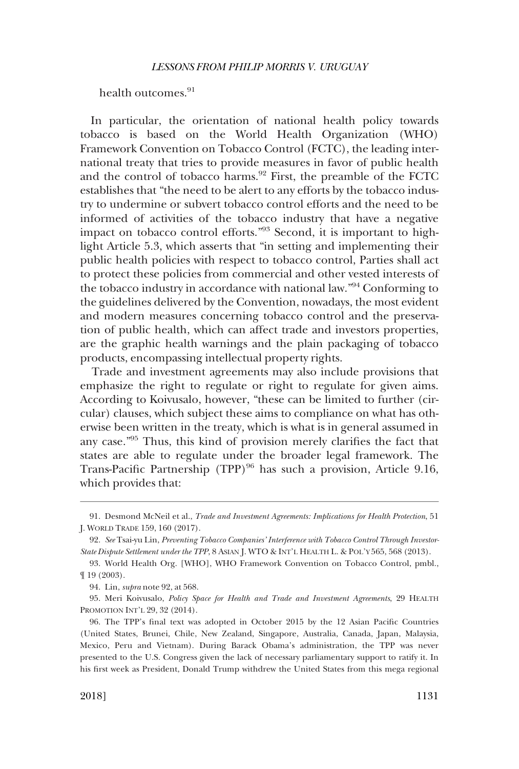health outcomes.[91]

In particular, the orientation of national health policy towards tobacco is based on the World Health Organization (WHO) Framework Convention on Tobacco Control (FCTC), the leading international treaty that tries to provide measures in favor of public health and the control of tobacco harms.[92] First, the preamble of the FCTC establishes that "the need to be alert to any efforts by the tobacco industry to undermine or subvert tobacco control efforts and the need to be informed of activities of the tobacco industry that have a negative impact on tobacco control efforts."[93] Second, it is important to highlight Article 5.3, which asserts that "in setting and implementing their public health policies with respect to tobacco control, Parties shall act to protect these policies from commercial and other vested interests of the tobacco industry in accordance with national law."[94] Conforming to the guidelines delivered by the Convention, nowadays, the most evident and modern measures concerning tobacco control and the preservation of public health, which can affect trade and investors properties, are the graphic health warnings and the plain packaging of tobacco products, encompassing intellectual property rights.

Trade and investment agreements may also include provisions that emphasize the right to regulate or right to regulate for given aims. According to Koivusalo, however, "these can be limited to further (circular) clauses, which subject these aims to compliance on what has otherwise been written in the treaty, which is what is in general assumed in any case."[95] Thus, this kind of provision merely clarifies the fact that states are able to regulate under the broader legal framework. The Trans-Pacific Partnership (TPP)[96] has such a provision, Article 9.16, which provides that:

---

91. Desmond McNeil et al., *Trade and Investment Agreements: Implications for Health Protection*, 51 J. WORLD TRADE 159, 160 (2017).

92. *See* Tsai-yu Lin, *Preventing Tobacco Companies' Interference with Tobacco Control Through Investor-State Dispute Settlement under the TPP*, 8 ASIAN J. WTO & INT'L HEALTH L. & POL'Y 565, 568 (2013).

93. World Health Org. [WHO], WHO Framework Convention on Tobacco Control, pmbl., ¶ 19 (2003).

94. Lin, *supra* note 92, at 568.

95. Meri Koivusalo, *Policy Space for Health and Trade and Investment Agreements*, 29 HEALTH PROMOTION INT'L 29, 32 (2014).

96. The TPP's final text was adopted in October 2015 by the 12 Asian Pacific Countries (United States, Brunei, Chile, New Zealand, Singapore, Australia, Canada, Japan, Malaysia, Mexico, Peru and Vietnam). During Barack Obama's administration, the TPP was never presented to the U.S. Congress given the lack of necessary parliamentary support to ratify it. In his first week as President, Donald Trump withdrew the United States from this mega regional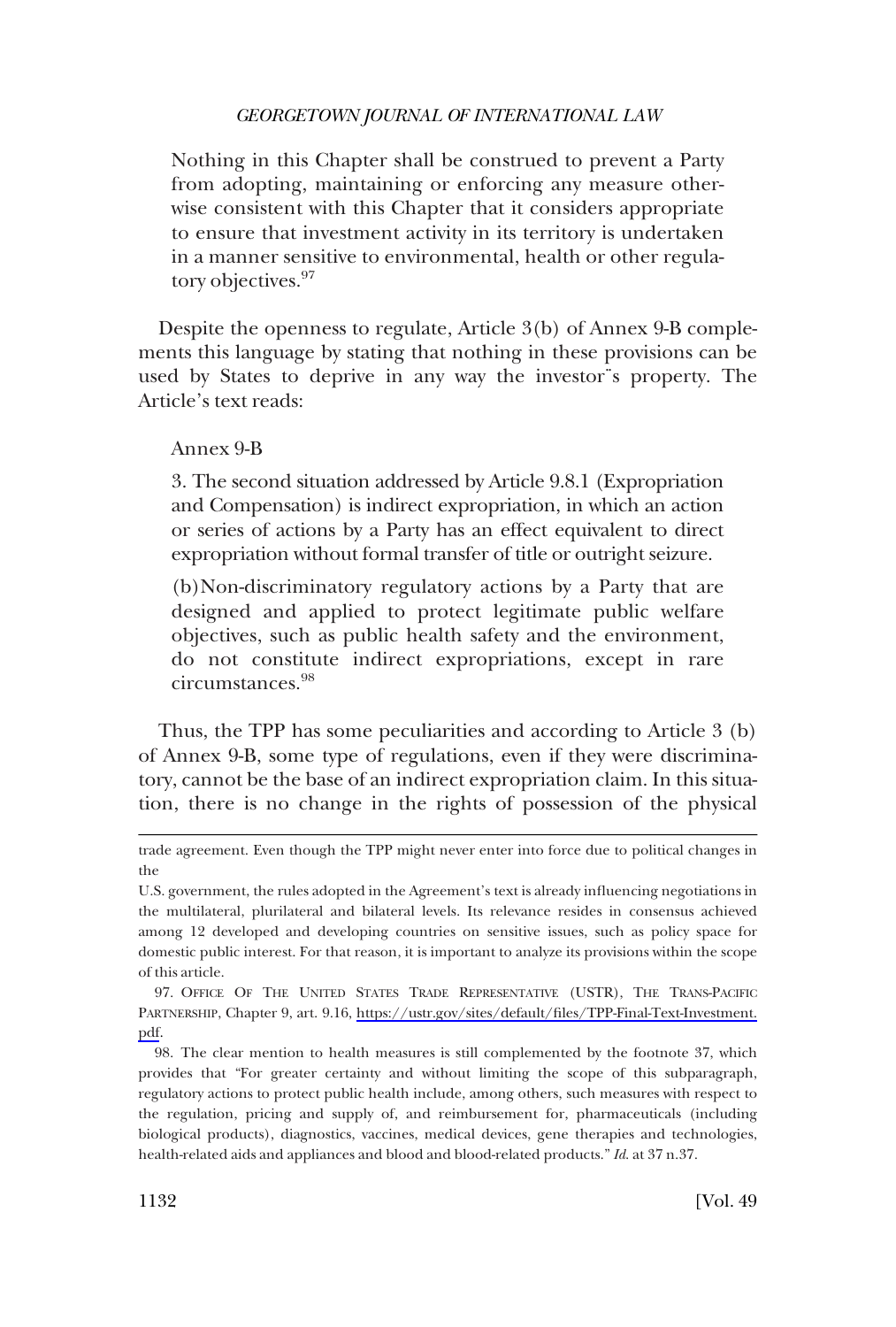> Nothing in this Chapter shall be construed to prevent a Party from adopting, maintaining or enforcing any measure otherwise consistent with this Chapter that it considers appropriate to ensure that investment activity in its territory is undertaken in a manner sensitive to environmental, health or other regulatory objectives.[97]

Despite the openness to regulate, Article 3(b) of Annex 9-B complements this language by stating that nothing in these provisions can be used by States to deprive in any way the investor¨s property. The Article's text reads:

> Annex 9-B
>
> 3. The second situation addressed by Article 9.8.1 (Expropriation and Compensation) is indirect expropriation, in which an action or series of actions by a Party has an effect equivalent to direct expropriation without formal transfer of title or outright seizure.
>
> (b) Non-discriminatory regulatory actions by a Party that are designed and applied to protect legitimate public welfare objectives, such as public health safety and the environment, do not constitute indirect expropriations, except in rare circumstances.[98]

Thus, the TPP has some peculiarities and according to Article 3 (b) of Annex 9-B, some type of regulations, even if they were discriminatory, cannot be the base of an indirect expropriation claim. In this situation, there is no change in the rights of possession of the physical

---

trade agreement. Even though the TPP might never enter into force due to political changes in the U.S. government, the rules adopted in the Agreement's text is already influencing negotiations in the multilateral, plurilateral and bilateral levels. Its relevance resides in consensus achieved among 12 developed and developing countries on sensitive issues, such as policy space for domestic public interest. For that reason, it is important to analyze its provisions within the scope of this article.

97. OFFICE OF THE UNITED STATES TRADE REPRESENTATIVE (USTR), THE TRANS-PACIFIC PARTNERSHIP, Chapter 9, art. 9.16, https://ustr.gov/sites/default/files/TPP-Final-Text-Investment.pdf.

98. The clear mention to health measures is still complemented by the footnote 37, which provides that "For greater certainty and without limiting the scope of this subparagraph, regulatory actions to protect public health include, among others, such measures with respect to the regulation, pricing and supply of, and reimbursement for, pharmaceuticals (including biological products), diagnostics, vaccines, medical devices, gene therapies and technologies, health-related aids and appliances and blood and blood-related products." *Id.* at 37 n.37.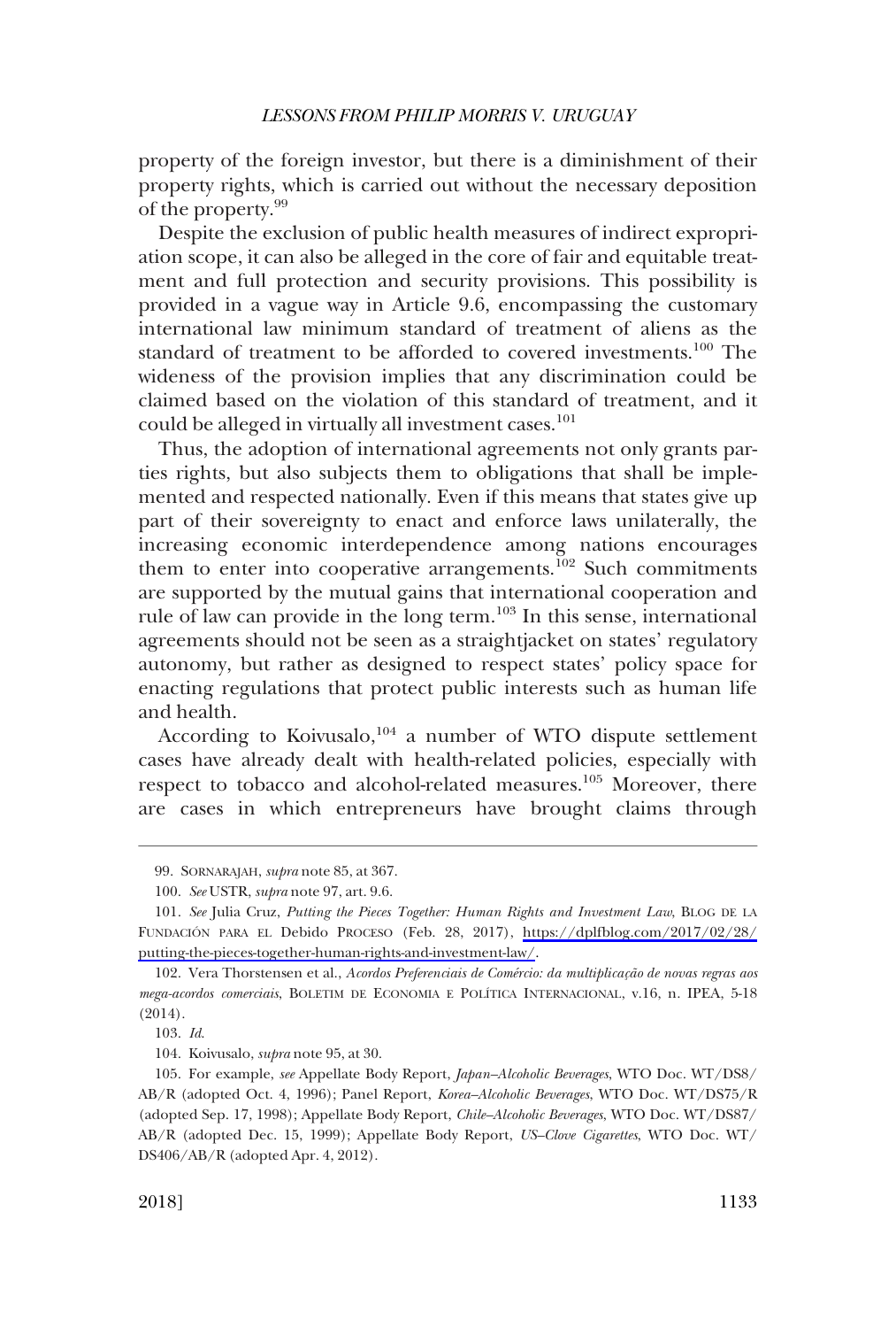property of the foreign investor, but there is a diminishment of their property rights, which is carried out without the necessary deposition of the property.[99]

Despite the exclusion of public health measures of indirect expropriation scope, it can also be alleged in the core of fair and equitable treatment and full protection and security provisions. This possibility is provided in a vague way in Article 9.6, encompassing the customary international law minimum standard of treatment of aliens as the standard of treatment to be afforded to covered investments.[100] The wideness of the provision implies that any discrimination could be claimed based on the violation of this standard of treatment, and it could be alleged in virtually all investment cases.[101]

Thus, the adoption of international agreements not only grants parties rights, but also subjects them to obligations that shall be implemented and respected nationally. Even if this means that states give up part of their sovereignty to enact and enforce laws unilaterally, the increasing economic interdependence among nations encourages them to enter into cooperative arrangements.[102] Such commitments are supported by the mutual gains that international cooperation and rule of law can provide in the long term.[103] In this sense, international agreements should not be seen as a straightjacket on states' regulatory autonomy, but rather as designed to respect states' policy space for enacting regulations that protect public interests such as human life and health.

According to Koivusalo,[104] a number of WTO dispute settlement cases have already dealt with health-related policies, especially with respect to tobacco and alcohol-related measures.[105] Moreover, there are cases in which entrepreneurs have brought claims through

---

99. SORNARAJAH, *supra* note 85, at 367.

100. *See* USTR, *supra* note 97, art. 9.6.

101. *See* Julia Cruz, *Putting the Pieces Together: Human Rights and Investment Law*, BLOG DE LA FUNDACIÓN PARA EL Debido PROCESO (Feb. 28, 2017), https://dplfblog.com/2017/02/28/putting-the-pieces-together-human-rights-and-investment-law/.

102. Vera Thorstensen et al., *Acordos Preferenciais de Comércio: da multiplicação de novas regras aos mega-acordos comerciais*, BOLETIM DE ECONOMIA E POLÍTICA INTERNACIONAL, v.16, n. IPEA, 5-18 (2014).

103. *Id.*

104. Koivusalo, *supra* note 95, at 30.

105. For example, *see* Appellate Body Report, *Japan–Alcoholic Beverages*, WTO Doc. WT/DS8/AB/R (adopted Oct. 4, 1996); Panel Report, *Korea–Alcoholic Beverages*, WTO Doc. WT/DS75/R (adopted Sep. 17, 1998); Appellate Body Report, *Chile–Alcoholic Beverages*, WTO Doc. WT/DS87/AB/R (adopted Dec. 15, 1999); Appellate Body Report, *US–Clove Cigarettes*, WTO Doc. WT/DS406/AB/R (adopted Apr. 4, 2012).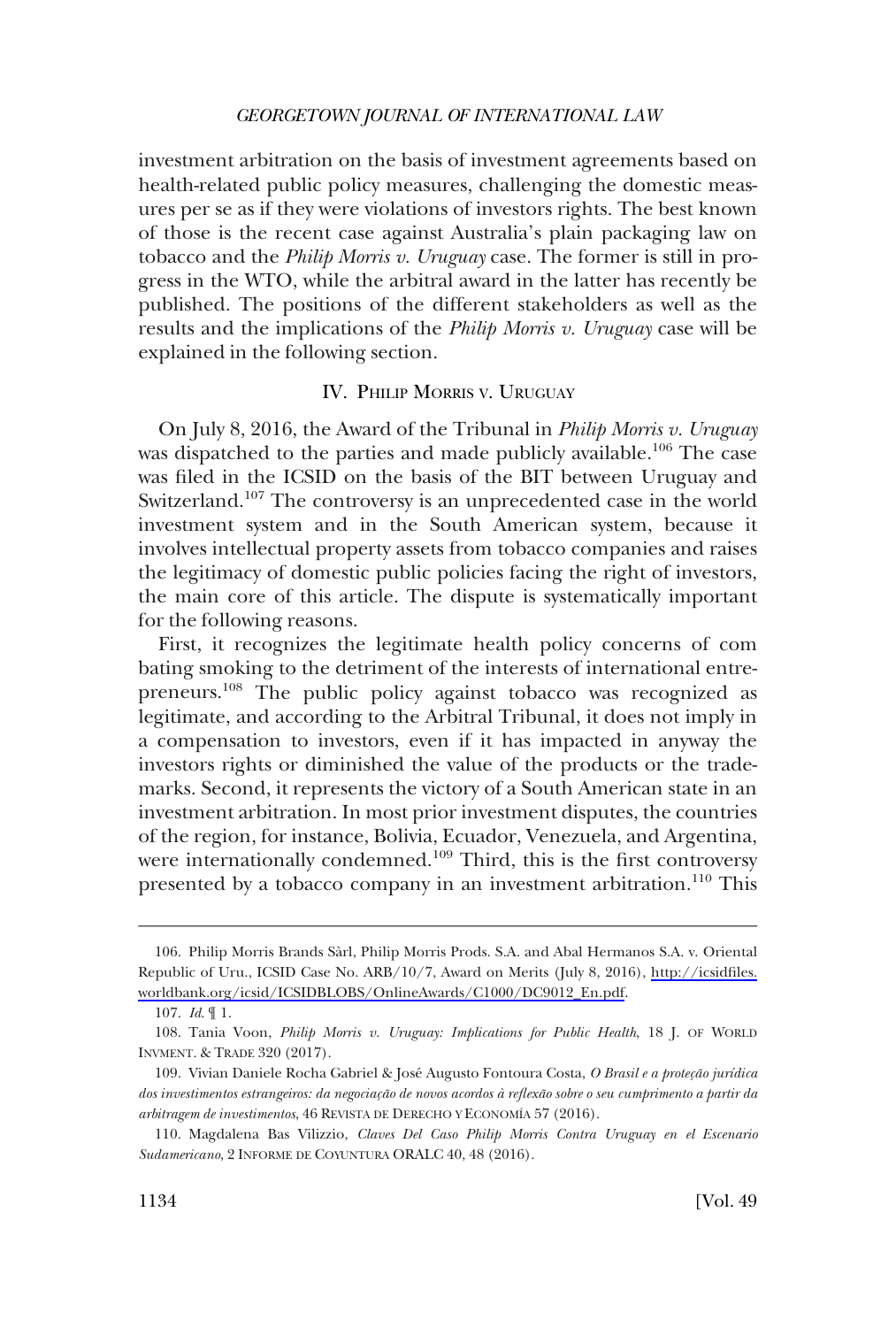investment arbitration on the basis of investment agreements based on health-related public policy measures, challenging the domestic measures per se as if they were violations of investors rights. The best known of those is the recent case against Australia's plain packaging law on tobacco and the *Philip Morris v. Uruguay* case. The former is still in progress in the WTO, while the arbitral award in the latter has recently be published. The positions of the different stakeholders as well as the results and the implications of the *Philip Morris v. Uruguay* case will be explained in the following section.

## IV. Philip Morris v. Uruguay

On July 8, 2016, the Award of the Tribunal in *Philip Morris v. Uruguay* was dispatched to the parties and made publicly available.[106] The case was filed in the ICSID on the basis of the BIT between Uruguay and Switzerland.[107] The controversy is an unprecedented case in the world investment system and in the South American system, because it involves intellectual property assets from tobacco companies and raises the legitimacy of domestic public policies facing the right of investors, the main core of this article. The dispute is systematically important for the following reasons.

First, it recognizes the legitimate health policy concerns of com bating smoking to the detriment of the interests of international entrepreneurs.[108] The public policy against tobacco was recognized as legitimate, and according to the Arbitral Tribunal, it does not imply in a compensation to investors, even if it has impacted in anyway the investors rights or diminished the value of the products or the trademarks. Second, it represents the victory of a South American state in an investment arbitration. In most prior investment disputes, the countries of the region, for instance, Bolivia, Ecuador, Venezuela, and Argentina, were internationally condemned.[109] Third, this is the first controversy presented by a tobacco company in an investment arbitration.[110] This

106. Philip Morris Brands Sàrl, Philip Morris Prods. S.A. and Abal Hermanos S.A. v. Oriental Republic of Uru., ICSID Case No. ARB/10/7, Award on Merits (July 8, 2016), http://icsidfiles.worldbank.org/icsid/ICSIDBLOBS/OnlineAwards/C1000/DC9012_En.pdf.

107. *Id.* ¶ 1.

108. Tania Voon, *Philip Morris v. Uruguay: Implications for Public Health*, 18 J. of World Invment. & Trade 320 (2017).

109. Vivian Daniele Rocha Gabriel & José Augusto Fontoura Costa, *O Brasil e a proteção jurídica dos investimentos estrangeiros: da negociação de novos acordos à reflexão sobre o seu cumprimento a partir da arbitragem de investimentos*, 46 Revista de Derecho y Economía 57 (2016).

110. Magdalena Bas Vilizzio, *Claves Del Caso Philip Morris Contra Uruguay en el Escenario Sudamericano*, 2 Informe de Coyuntura ORALC 40, 48 (2016).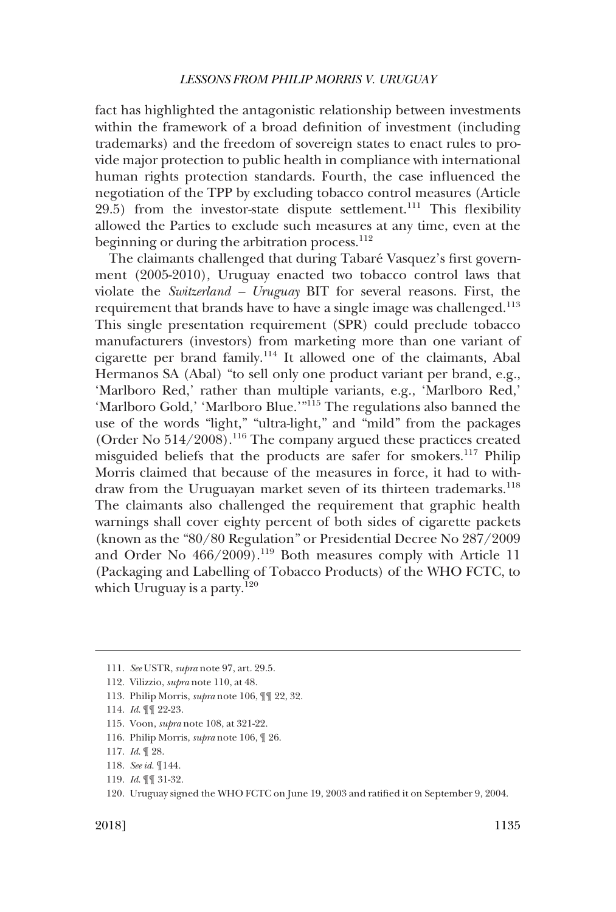fact has highlighted the antagonistic relationship between investments within the framework of a broad definition of investment (including trademarks) and the freedom of sovereign states to enact rules to provide major protection to public health in compliance with international human rights protection standards. Fourth, the case influenced the negotiation of the TPP by excluding tobacco control measures (Article 29.5) from the investor-state dispute settlement.[111] This flexibility allowed the Parties to exclude such measures at any time, even at the beginning or during the arbitration process.[112]

The claimants challenged that during Tabaré Vasquez's first government (2005-2010), Uruguay enacted two tobacco control laws that violate the *Switzerland – Uruguay* BIT for several reasons. First, the requirement that brands have to have a single image was challenged.[113] This single presentation requirement (SPR) could preclude tobacco manufacturers (investors) from marketing more than one variant of cigarette per brand family.[114] It allowed one of the claimants, Abal Hermanos SA (Abal) "to sell only one product variant per brand, e.g., 'Marlboro Red,' rather than multiple variants, e.g., 'Marlboro Red,' 'Marlboro Gold,' 'Marlboro Blue.'"[115] The regulations also banned the use of the words "light," "ultra-light," and "mild" from the packages (Order No 514/2008).[116] The company argued these practices created misguided beliefs that the products are safer for smokers.[117] Philip Morris claimed that because of the measures in force, it had to withdraw from the Uruguayan market seven of its thirteen trademarks.[118] The claimants also challenged the requirement that graphic health warnings shall cover eighty percent of both sides of cigarette packets (known as the "80/80 Regulation" or Presidential Decree No 287/2009 and Order No 466/2009).[119] Both measures comply with Article 11 (Packaging and Labelling of Tobacco Products) of the WHO FCTC, to which Uruguay is a party.[120]

---

111. *See* USTR, *supra* note 97, art. 29.5.
112. Vilizzio, *supra* note 110, at 48.
113. Philip Morris, *supra* note 106, ¶¶ 22, 32.
114. *Id.* ¶¶ 22-23.
115. Voon, *supra* note 108, at 321-22.
116. Philip Morris, *supra* note 106, ¶ 26.
117. *Id.* ¶ 28.
118. *See id.* ¶144.
119. *Id.* ¶¶ 31-32.
120. Uruguay signed the WHO FCTC on June 19, 2003 and ratified it on September 9, 2004.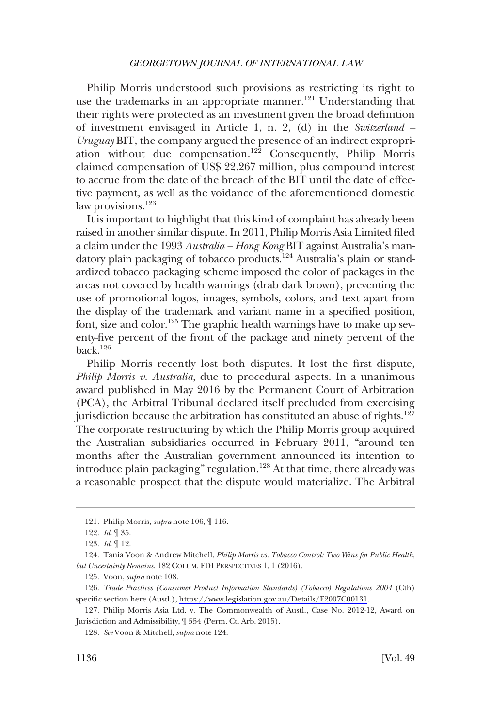Philip Morris understood such provisions as restricting its right to use the trademarks in an appropriate manner.[121] Understanding that their rights were protected as an investment given the broad definition of investment envisaged in Article 1, n. 2, (d) in the *Switzerland – Uruguay* BIT, the company argued the presence of an indirect expropriation without due compensation.[122] Consequently, Philip Morris claimed compensation of US$ 22.267 million, plus compound interest to accrue from the date of the breach of the BIT until the date of effective payment, as well as the voidance of the aforementioned domestic law provisions.[123]

It is important to highlight that this kind of complaint has already been raised in another similar dispute. In 2011, Philip Morris Asia Limited filed a claim under the 1993 *Australia – Hong Kong* BIT against Australia's mandatory plain packaging of tobacco products.[124] Australia's plain or standardized tobacco packaging scheme imposed the color of packages in the areas not covered by health warnings (drab dark brown), preventing the use of promotional logos, images, symbols, colors, and text apart from the display of the trademark and variant name in a specified position, font, size and color.[125] The graphic health warnings have to make up seventy-five percent of the front of the package and ninety percent of the back.[126]

Philip Morris recently lost both disputes. It lost the first dispute, *Philip Morris v. Australia*, due to procedural aspects. In a unanimous award published in May 2016 by the Permanent Court of Arbitration (PCA), the Arbitral Tribunal declared itself precluded from exercising jurisdiction because the arbitration has constituted an abuse of rights.[127] The corporate restructuring by which the Philip Morris group acquired the Australian subsidiaries occurred in February 2011, "around ten months after the Australian government announced its intention to introduce plain packaging" regulation.[128] At that time, there already was a reasonable prospect that the dispute would materialize. The Arbitral

---

121. Philip Morris, *supra* note 106, ¶ 116.

122. *Id.* ¶ 35.

123. *Id.* ¶ 12.

124. Tania Voon & Andrew Mitchell, *Philip Morris vs. Tobacco Control: Two Wins for Public Health, but Uncertainty Remains*, 182 COLUM. FDI PERSPECTIVES 1, 1 (2016).

125. Voon, *supra* note 108.

126. *Trade Practices (Consumer Product Information Standards) (Tobacco) Regulations 2004* (Cth) specific section here (Austl.), https://www.legislation.gov.au/Details/F2007C00131.

127. Philip Morris Asia Ltd. v. The Commonwealth of Austl., Case No. 2012-12, Award on Jurisdiction and Admissibility, ¶ 554 (Perm. Ct. Arb. 2015).

128. *See* Voon & Mitchell, *supra* note 124.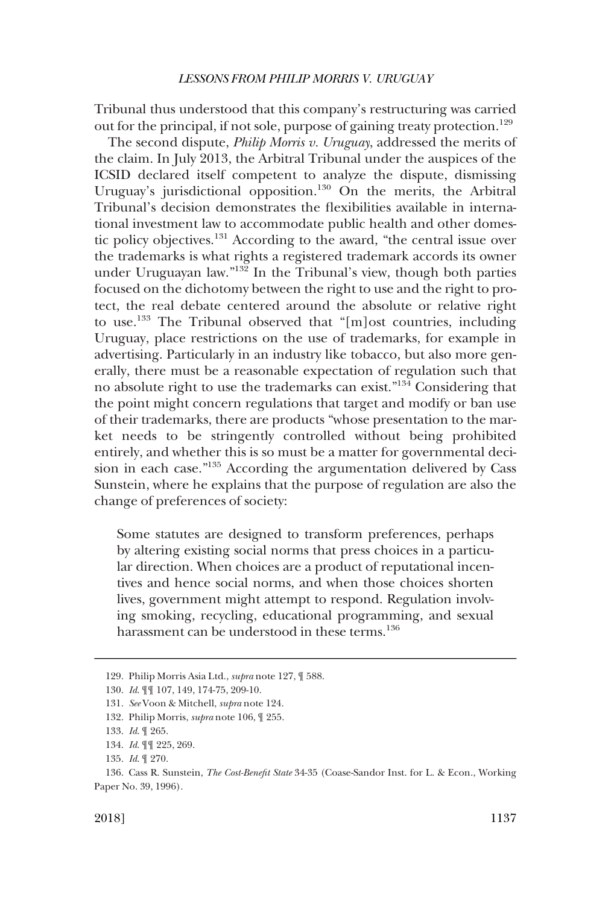Tribunal thus understood that this company's restructuring was carried out for the principal, if not sole, purpose of gaining treaty protection.[129]

The second dispute, *Philip Morris v. Uruguay*, addressed the merits of the claim. In July 2013, the Arbitral Tribunal under the auspices of the ICSID declared itself competent to analyze the dispute, dismissing Uruguay's jurisdictional opposition.[130] On the merits, the Arbitral Tribunal's decision demonstrates the flexibilities available in international investment law to accommodate public health and other domestic policy objectives.[131] According to the award, "the central issue over the trademarks is what rights a registered trademark accords its owner under Uruguayan law."[132] In the Tribunal's view, though both parties focused on the dichotomy between the right to use and the right to protect, the real debate centered around the absolute or relative right to use.[133] The Tribunal observed that "[m]ost countries, including Uruguay, place restrictions on the use of trademarks, for example in advertising. Particularly in an industry like tobacco, but also more generally, there must be a reasonable expectation of regulation such that no absolute right to use the trademarks can exist."[134] Considering that the point might concern regulations that target and modify or ban use of their trademarks, there are products "whose presentation to the market needs to be stringently controlled without being prohibited entirely, and whether this is so must be a matter for governmental decision in each case."[135] According the argumentation delivered by Cass Sunstein, where he explains that the purpose of regulation are also the change of preferences of society:

> Some statutes are designed to transform preferences, perhaps by altering existing social norms that press choices in a particular direction. When choices are a product of reputational incentives and hence social norms, and when those choices shorten lives, government might attempt to respond. Regulation involving smoking, recycling, educational programming, and sexual harassment can be understood in these terms.[136]

---

129. Philip Morris Asia Ltd., *supra* note 127, ¶ 588.

130. *Id.* ¶¶ 107, 149, 174-75, 209-10.

131. *See* Voon & Mitchell, *supra* note 124.

132. Philip Morris, *supra* note 106, ¶ 255.

133. *Id.* ¶ 265.

134. *Id.* ¶¶ 225, 269.

135. *Id.* ¶ 270.

136. Cass R. Sunstein, *The Cost-Benefit State* 34-35 (Coase-Sandor Inst. for L. & Econ., Working Paper No. 39, 1996).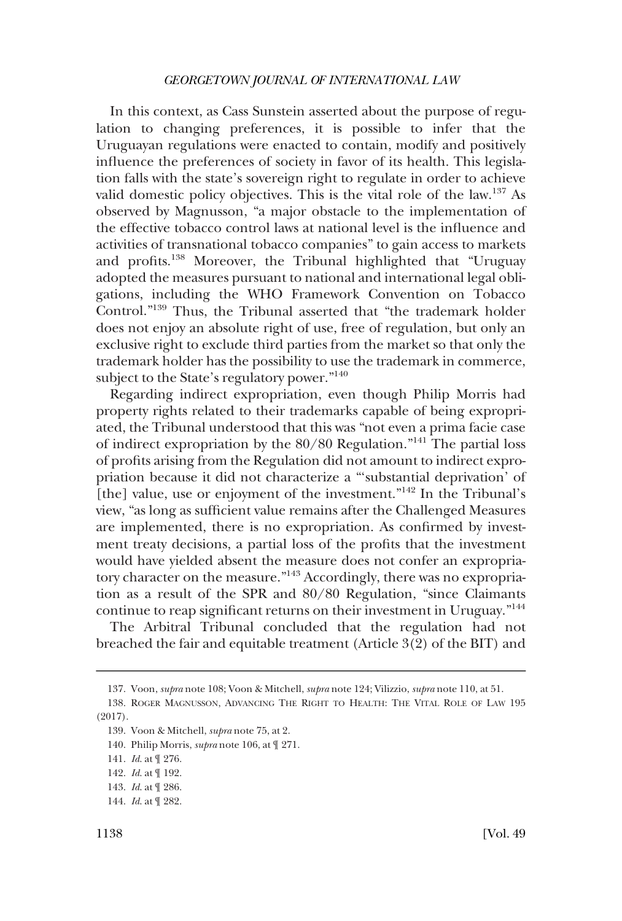In this context, as Cass Sunstein asserted about the purpose of regulation to changing preferences, it is possible to infer that the Uruguayan regulations were enacted to contain, modify and positively influence the preferences of society in favor of its health. This legislation falls with the state's sovereign right to regulate in order to achieve valid domestic policy objectives. This is the vital role of the law.[137] As observed by Magnusson, "a major obstacle to the implementation of the effective tobacco control laws at national level is the influence and activities of transnational tobacco companies" to gain access to markets and profits.[138] Moreover, the Tribunal highlighted that "Uruguay adopted the measures pursuant to national and international legal obligations, including the WHO Framework Convention on Tobacco Control."[139] Thus, the Tribunal asserted that "the trademark holder does not enjoy an absolute right of use, free of regulation, but only an exclusive right to exclude third parties from the market so that only the trademark holder has the possibility to use the trademark in commerce, subject to the State's regulatory power."[140]

Regarding indirect expropriation, even though Philip Morris had property rights related to their trademarks capable of being expropriated, the Tribunal understood that this was "not even a prima facie case of indirect expropriation by the 80/80 Regulation."[141] The partial loss of profits arising from the Regulation did not amount to indirect expropriation because it did not characterize a "'substantial deprivation' of [the] value, use or enjoyment of the investment."[142] In the Tribunal's view, "as long as sufficient value remains after the Challenged Measures are implemented, there is no expropriation. As confirmed by investment treaty decisions, a partial loss of the profits that the investment would have yielded absent the measure does not confer an expropriatory character on the measure."[143] Accordingly, there was no expropriation as a result of the SPR and 80/80 Regulation, "since Claimants continue to reap significant returns on their investment in Uruguay."[144]

The Arbitral Tribunal concluded that the regulation had not breached the fair and equitable treatment (Article 3(2) of the BIT) and

---

137. Voon, *supra* note 108; Voon & Mitchell, *supra* note 124; Vilizzio, *supra* note 110, at 51.

138. ROGER MAGNUSSON, ADVANCING THE RIGHT TO HEALTH: THE VITAL ROLE OF LAW 195 (2017).

139. Voon & Mitchell, *supra* note 75, at 2.

140. Philip Morris, *supra* note 106, at ¶ 271.

141. *Id.* at ¶ 276.

142. *Id.* at ¶ 192.

143. *Id.* at ¶ 286.

144. *Id.* at ¶ 282.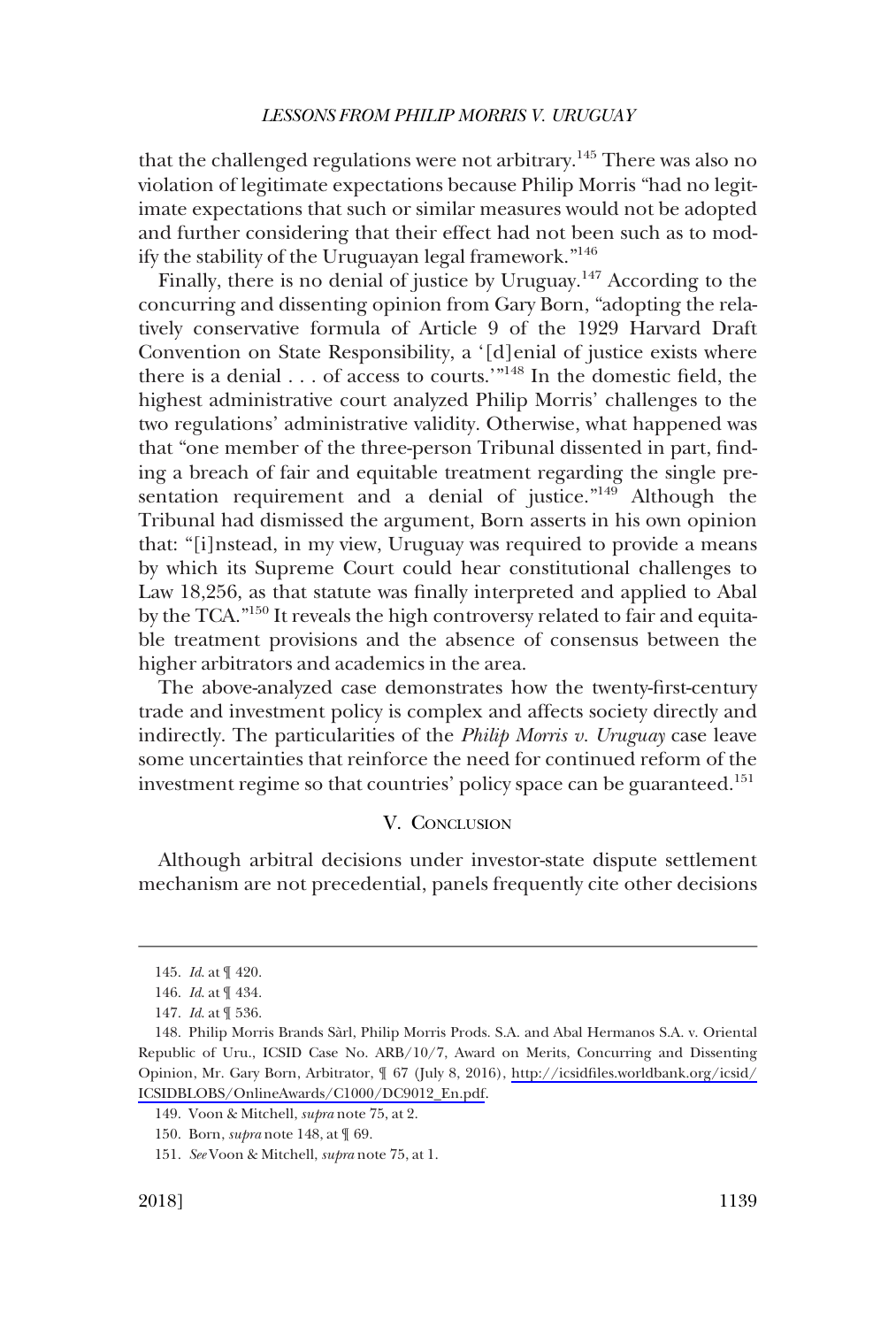that the challenged regulations were not arbitrary.[145] There was also no violation of legitimate expectations because Philip Morris "had no legitimate expectations that such or similar measures would not be adopted and further considering that their effect had not been such as to modify the stability of the Uruguayan legal framework."[146]

Finally, there is no denial of justice by Uruguay.[147] According to the concurring and dissenting opinion from Gary Born, "adopting the relatively conservative formula of Article 9 of the 1929 Harvard Draft Convention on State Responsibility, a '[d]enial of justice exists where there is a denial . . . of access to courts.'"[148] In the domestic field, the highest administrative court analyzed Philip Morris' challenges to the two regulations' administrative validity. Otherwise, what happened was that "one member of the three-person Tribunal dissented in part, finding a breach of fair and equitable treatment regarding the single presentation requirement and a denial of justice."[149] Although the Tribunal had dismissed the argument, Born asserts in his own opinion that: "[i]nstead, in my view, Uruguay was required to provide a means by which its Supreme Court could hear constitutional challenges to Law 18,256, as that statute was finally interpreted and applied to Abal by the TCA."[150] It reveals the high controversy related to fair and equitable treatment provisions and the absence of consensus between the higher arbitrators and academics in the area.

The above-analyzed case demonstrates how the twenty-first-century trade and investment policy is complex and affects society directly and indirectly. The particularities of the *Philip Morris v. Uruguay* case leave some uncertainties that reinforce the need for continued reform of the investment regime so that countries' policy space can be guaranteed.[151]

## V. Conclusion

Although arbitral decisions under investor-state dispute settlement mechanism are not precedential, panels frequently cite other decisions

---

145. *Id.* at ¶ 420.

146. *Id.* at ¶ 434.

147. *Id.* at ¶ 536.

148. Philip Morris Brands Sàrl, Philip Morris Prods. S.A. and Abal Hermanos S.A. v. Oriental Republic of Uru., ICSID Case No. ARB/10/7, Award on Merits, Concurring and Dissenting Opinion, Mr. Gary Born, Arbitrator, ¶ 67 (July 8, 2016), http://icsidfiles.worldbank.org/icsid/ICSIDBLOBS/OnlineAwards/C1000/DC9012_En.pdf.

149. Voon & Mitchell, *supra* note 75, at 2.

150. Born, *supra* note 148, at ¶ 69.

151. *See* Voon & Mitchell, *supra* note 75, at 1.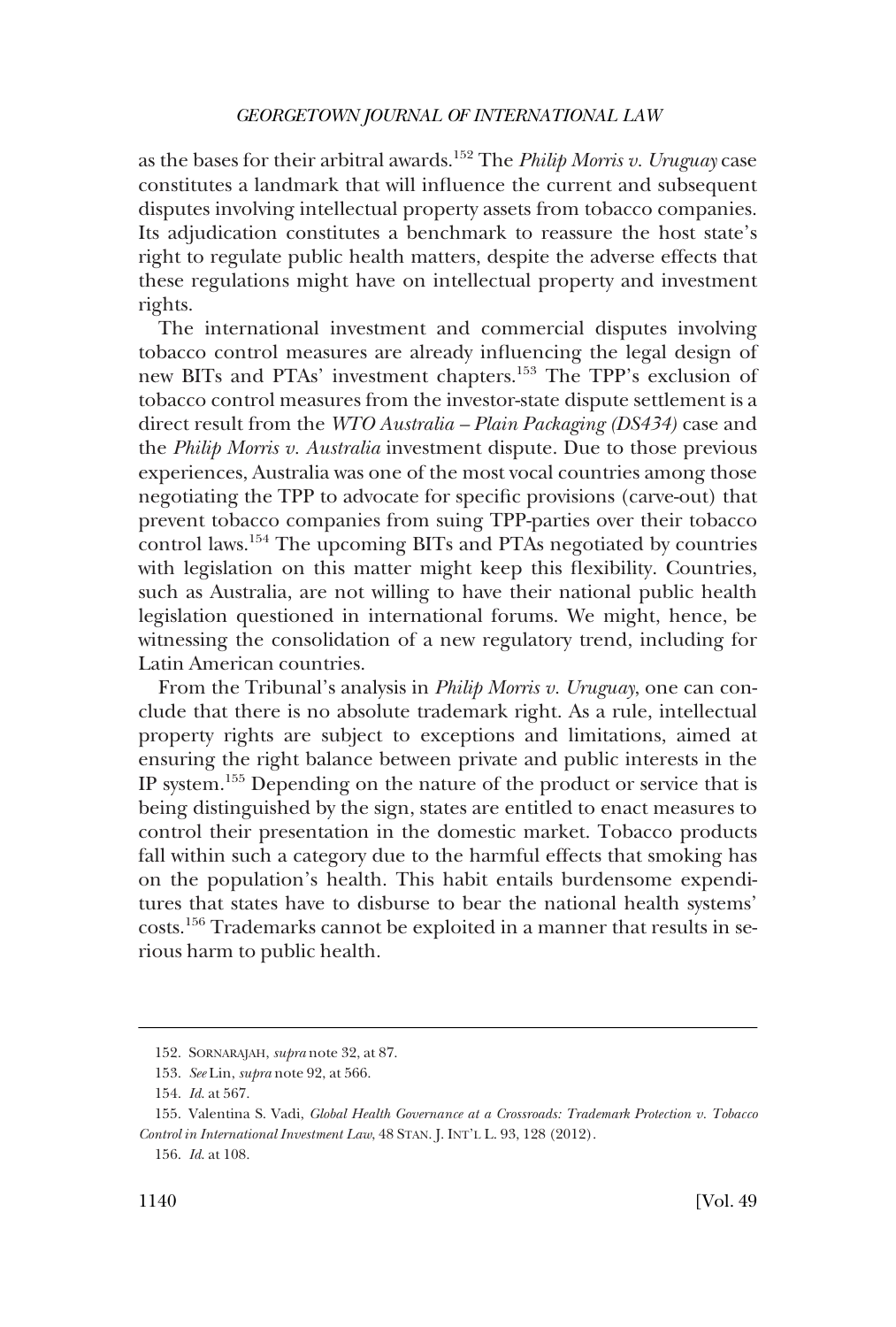as the bases for their arbitral awards.[152] The *Philip Morris v. Uruguay* case constitutes a landmark that will influence the current and subsequent disputes involving intellectual property assets from tobacco companies. Its adjudication constitutes a benchmark to reassure the host state's right to regulate public health matters, despite the adverse effects that these regulations might have on intellectual property and investment rights.

The international investment and commercial disputes involving tobacco control measures are already influencing the legal design of new BITs and PTAs' investment chapters.[153] The TPP's exclusion of tobacco control measures from the investor-state dispute settlement is a direct result from the *WTO Australia – Plain Packaging (DS434)* case and the *Philip Morris v. Australia* investment dispute. Due to those previous experiences, Australia was one of the most vocal countries among those negotiating the TPP to advocate for specific provisions (carve-out) that prevent tobacco companies from suing TPP-parties over their tobacco control laws.[154] The upcoming BITs and PTAs negotiated by countries with legislation on this matter might keep this flexibility. Countries, such as Australia, are not willing to have their national public health legislation questioned in international forums. We might, hence, be witnessing the consolidation of a new regulatory trend, including for Latin American countries.

From the Tribunal's analysis in *Philip Morris v. Uruguay*, one can conclude that there is no absolute trademark right. As a rule, intellectual property rights are subject to exceptions and limitations, aimed at ensuring the right balance between private and public interests in the IP system.[155] Depending on the nature of the product or service that is being distinguished by the sign, states are entitled to enact measures to control their presentation in the domestic market. Tobacco products fall within such a category due to the harmful effects that smoking has on the population's health. This habit entails burdensome expenditures that states have to disburse to bear the national health systems' costs.[156] Trademarks cannot be exploited in a manner that results in serious harm to public health.

---

152. SORNARAJAH, *supra* note 32, at 87.

153. *See* Lin, *supra* note 92, at 566.

154. *Id.* at 567.

155. Valentina S. Vadi, *Global Health Governance at a Crossroads: Trademark Protection v. Tobacco Control in International Investment Law*, 48 STAN. J. INT'L L. 93, 128 (2012).

156. *Id.* at 108.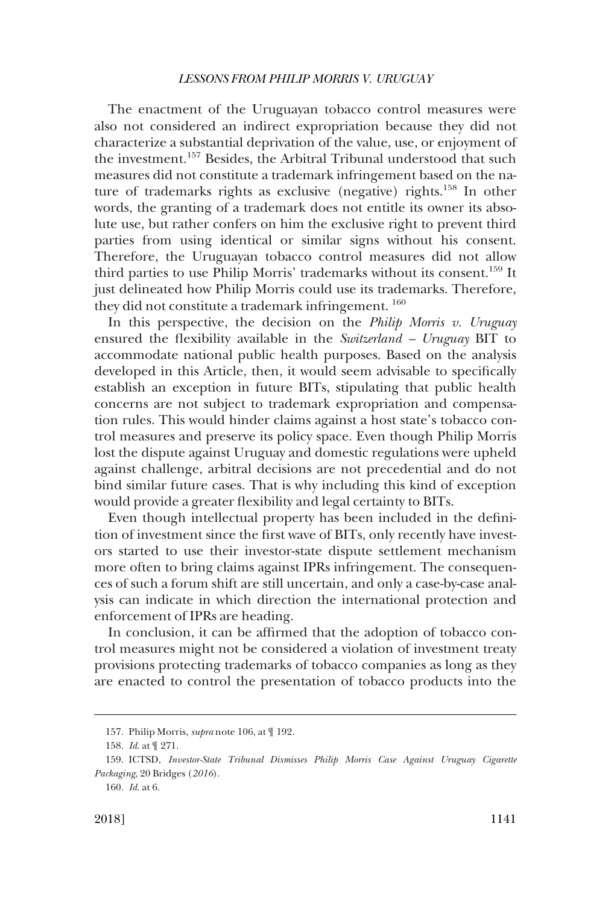The enactment of the Uruguayan tobacco control measures were also not considered an indirect expropriation because they did not characterize a substantial deprivation of the value, use, or enjoyment of the investment.[157] Besides, the Arbitral Tribunal understood that such measures did not constitute a trademark infringement based on the nature of trademarks rights as exclusive (negative) rights.[158] In other words, the granting of a trademark does not entitle its owner its absolute use, but rather confers on him the exclusive right to prevent third parties from using identical or similar signs without his consent. Therefore, the Uruguayan tobacco control measures did not allow third parties to use Philip Morris' trademarks without its consent.[159] It just delineated how Philip Morris could use its trademarks. Therefore, they did not constitute a trademark infringement.[160]

In this perspective, the decision on the *Philip Morris v. Uruguay* ensured the flexibility available in the *Switzerland – Uruguay* BIT to accommodate national public health purposes. Based on the analysis developed in this Article, then, it would seem advisable to specifically establish an exception in future BITs, stipulating that public health concerns are not subject to trademark expropriation and compensation rules. This would hinder claims against a host state's tobacco control measures and preserve its policy space. Even though Philip Morris lost the dispute against Uruguay and domestic regulations were upheld against challenge, arbitral decisions are not precedential and do not bind similar future cases. That is why including this kind of exception would provide a greater flexibility and legal certainty to BITs.

Even though intellectual property has been included in the definition of investment since the first wave of BITs, only recently have investors started to use their investor-state dispute settlement mechanism more often to bring claims against IPRs infringement. The consequences of such a forum shift are still uncertain, and only a case-by-case analysis can indicate in which direction the international protection and enforcement of IPRs are heading.

In conclusion, it can be affirmed that the adoption of tobacco control measures might not be considered a violation of investment treaty provisions protecting trademarks of tobacco companies as long as they are enacted to control the presentation of tobacco products into the

---

157. Philip Morris, *supra* note 106, at ¶ 192.

158. *Id.* at ¶ 271.

159. ICTSD, *Investor-State Tribunal Dismisses Philip Morris Case Against Uruguay Cigarette Packaging*, 20 Bridges (*2016*).

160. *Id.* at 6.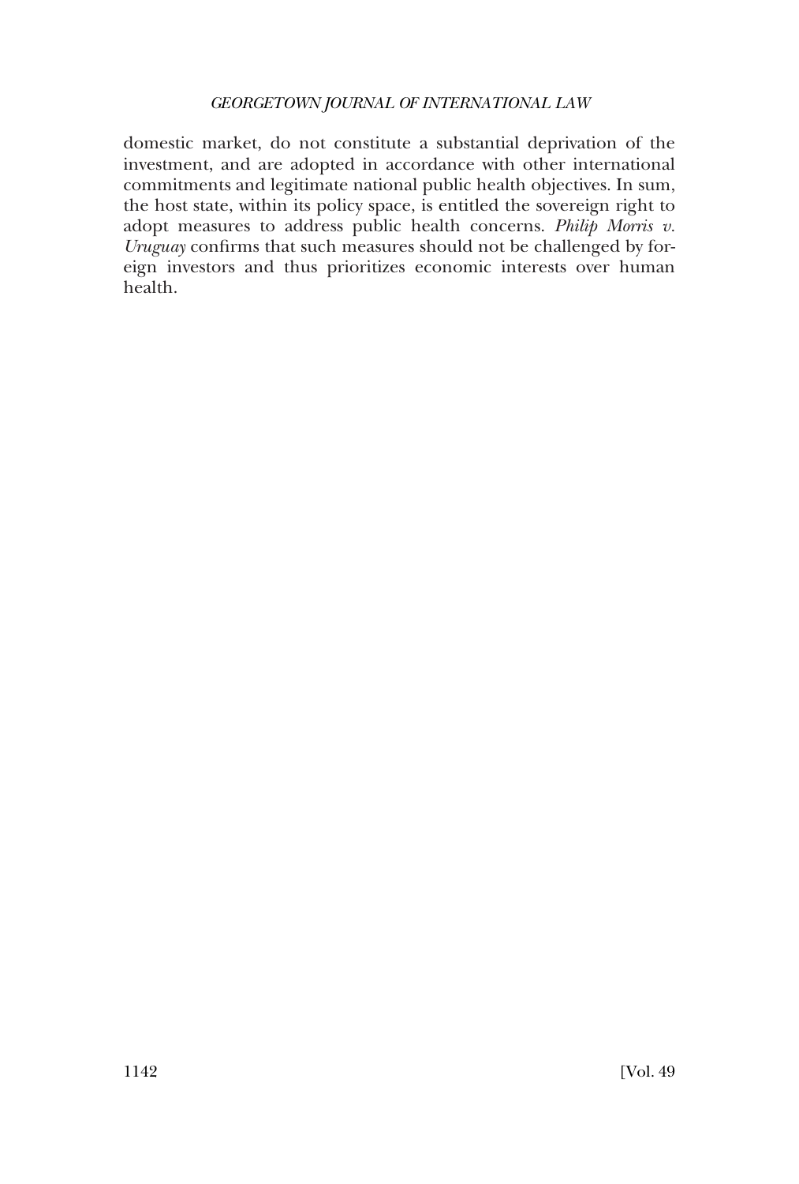domestic market, do not constitute a substantial deprivation of the investment, and are adopted in accordance with other international commitments and legitimate national public health objectives. In sum, the host state, within its policy space, is entitled the sovereign right to adopt measures to address public health concerns. *Philip Morris v. Uruguay* confirms that such measures should not be challenged by foreign investors and thus prioritizes economic interests over human health.